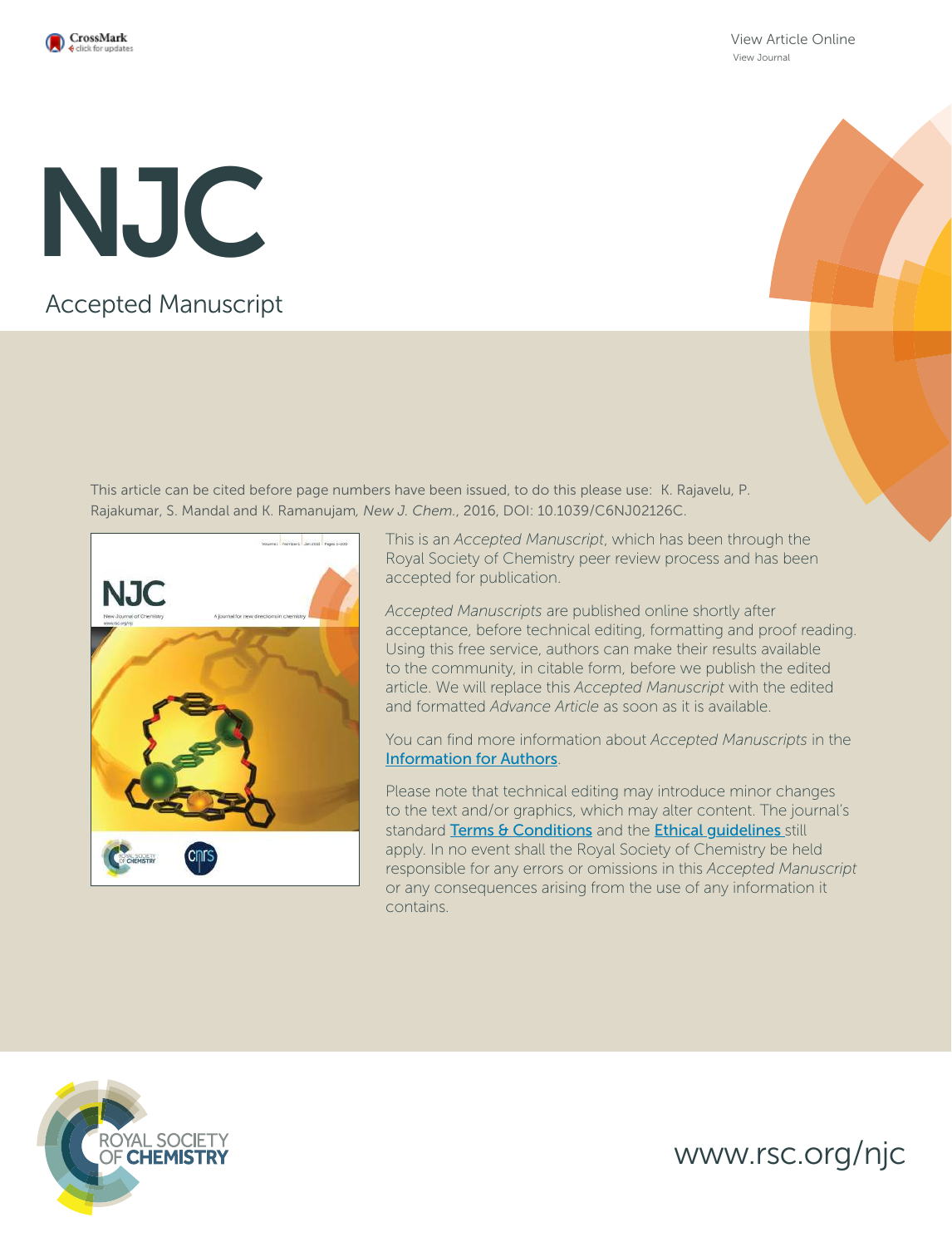View Article Online
View Journal

# NJC

Accepted Manuscript

This article can be cited before page numbers have been issued, to do this please use: K. Rajavelu, P. Rajakumar, S. Mandal and K. Ramanujam, *New J. Chem.*, 2016, DOI: 10.1039/C6NJ02126C.

This is an *Accepted Manuscript*, which has been through the Royal Society of Chemistry peer review process and has been accepted for publication.

*Accepted Manuscripts* are published online shortly after acceptance, before technical editing, formatting and proof reading. Using this free service, authors can make their results available to the community, in citable form, before we publish the edited article. We will replace this *Accepted Manuscript* with the edited and formatted *Advance Article* as soon as it is available.

You can find more information about *Accepted Manuscripts* in the Information for Authors.

Please note that technical editing may introduce minor changes to the text and/or graphics, which may alter content. The journal's standard Terms & Conditions and the Ethical guidelines still apply. In no event shall the Royal Society of Chemistry be held responsible for any errors or omissions in this *Accepted Manuscript* or any consequences arising from the use of any information it contains.

ROYAL SOCIETY OF CHEMISTRY

www.rsc.org/njc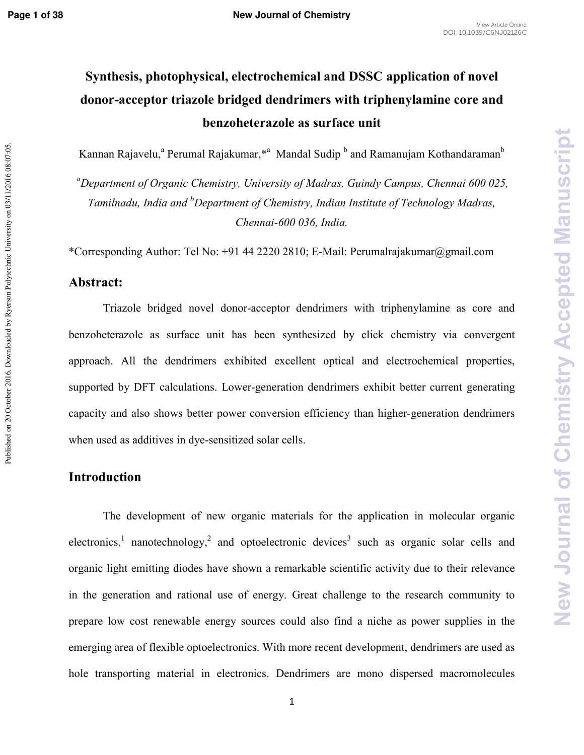# Synthesis, photophysical, electrochemical and DSSC application of novel donor-acceptor triazole bridged dendrimers with triphenylamine core and benzoheterazole as surface unit

Kannan Rajavelu,[a] Perumal Rajakumar,*[a] Mandal Sudip [b] and Ramanujam Kothandaraman[b]

[a]*Department of Organic Chemistry, University of Madras, Guindy Campus, Chennai 600 025, Tamilnadu, India and* [b]*Department of Chemistry, Indian Institute of Technology Madras, Chennai-600 036, India.*

*Corresponding Author: Tel No: +91 44 2220 2810; E-Mail: Perumalrajakumar@gmail.com

## Abstract:

Triazole bridged novel donor-acceptor dendrimers with triphenylamine as core and benzoheterazole as surface unit has been synthesized by click chemistry via convergent approach. All the dendrimers exhibited excellent optical and electrochemical properties, supported by DFT calculations. Lower-generation dendrimers exhibit better current generating capacity and also shows better power conversion efficiency than higher-generation dendrimers when used as additives in dye-sensitized solar cells.

## Introduction

The development of new organic materials for the application in molecular organic electronics,[1] nanotechnology,[2] and optoelectronic devices[3] such as organic solar cells and organic light emitting diodes have shown a remarkable scientific activity due to their relevance in the generation and rational use of energy. Great challenge to the research community to prepare low cost renewable energy sources could also find a niche as power supplies in the emerging area of flexible optoelectronics. With more recent development, dendrimers are used as hole transporting material in electronics. Dendrimers are mono dispersed macromolecules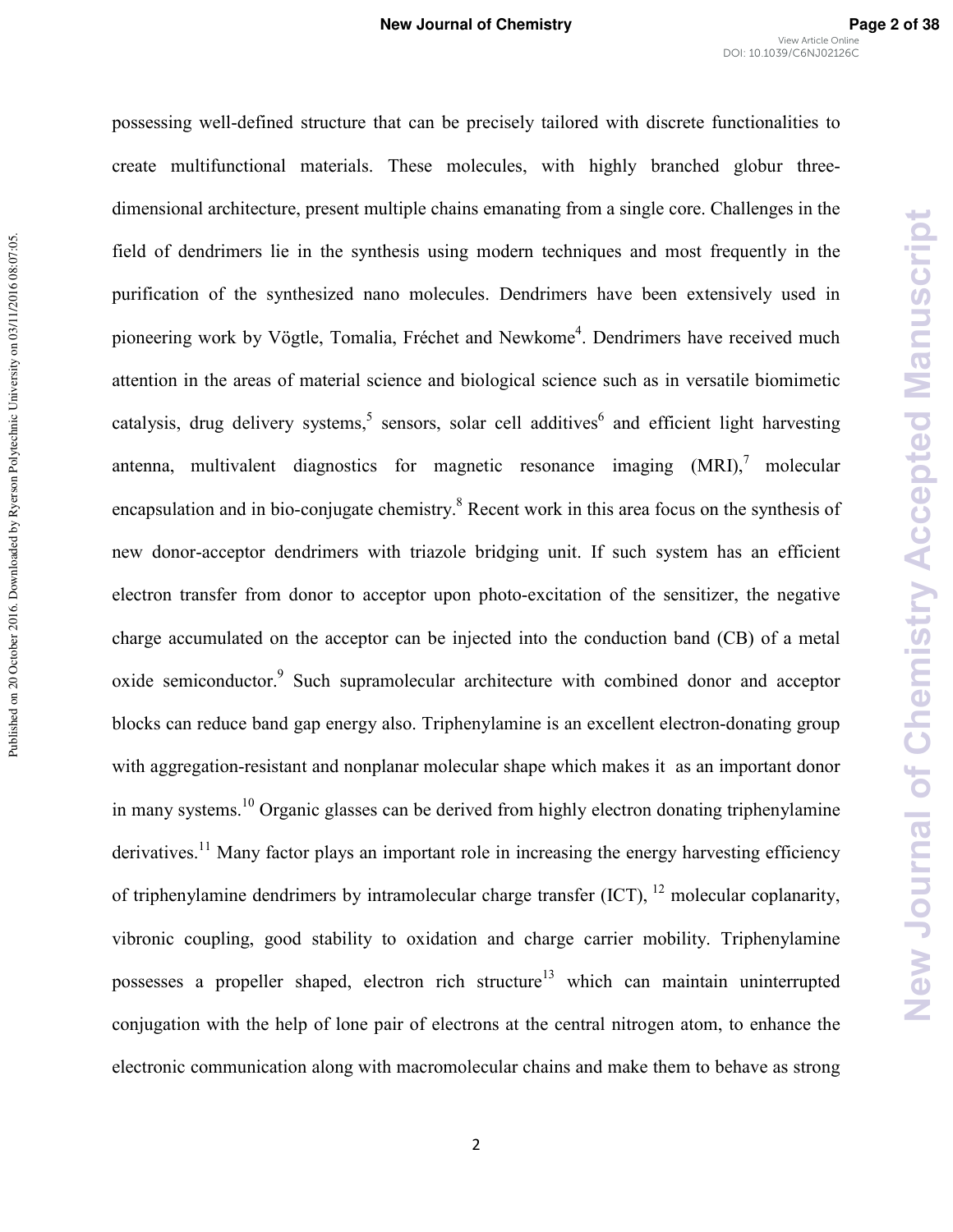possessing well-defined structure that can be precisely tailored with discrete functionalities to create multifunctional materials. These molecules, with highly branched globur three-dimensional architecture, present multiple chains emanating from a single core. Challenges in the field of dendrimers lie in the synthesis using modern techniques and most frequently in the purification of the synthesized nano molecules. Dendrimers have been extensively used in pioneering work by Vögtle, Tomalia, Fréchet and Newkome[4]. Dendrimers have received much attention in the areas of material science and biological science such as in versatile biomimetic catalysis, drug delivery systems,[5] sensors, solar cell additives[6] and efficient light harvesting antenna, multivalent diagnostics for magnetic resonance imaging (MRI),[7] molecular encapsulation and in bio-conjugate chemistry.[8] Recent work in this area focus on the synthesis of new donor-acceptor dendrimers with triazole bridging unit. If such system has an efficient electron transfer from donor to acceptor upon photo-excitation of the sensitizer, the negative charge accumulated on the acceptor can be injected into the conduction band (CB) of a metal oxide semiconductor.[9] Such supramolecular architecture with combined donor and acceptor blocks can reduce band gap energy also. Triphenylamine is an excellent electron-donating group with aggregation-resistant and nonplanar molecular shape which makes it as an important donor in many systems.[10] Organic glasses can be derived from highly electron donating triphenylamine derivatives.[11] Many factor plays an important role in increasing the energy harvesting efficiency of triphenylamine dendrimers by intramolecular charge transfer (ICT), [12] molecular coplanarity, vibronic coupling, good stability to oxidation and charge carrier mobility. Triphenylamine possesses a propeller shaped, electron rich structure[13] which can maintain uninterrupted conjugation with the help of lone pair of electrons at the central nitrogen atom, to enhance the electronic communication along with macromolecular chains and make them to behave as strong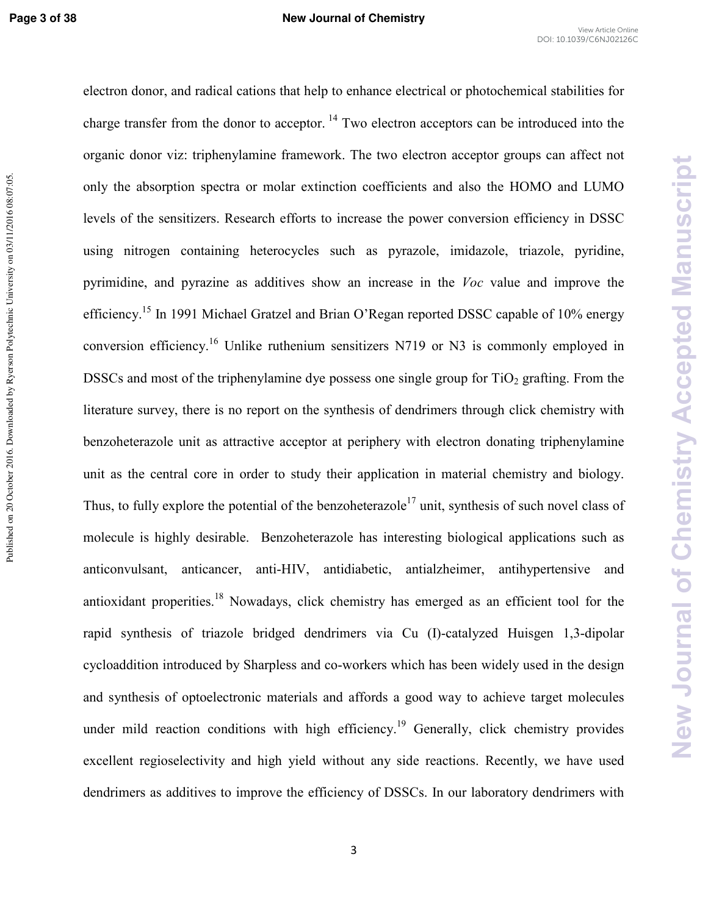electron donor, and radical cations that help to enhance electrical or photochemical stabilities for charge transfer from the donor to acceptor. [14] Two electron acceptors can be introduced into the organic donor viz: triphenylamine framework. The two electron acceptor groups can affect not only the absorption spectra or molar extinction coefficients and also the HOMO and LUMO levels of the sensitizers. Research efforts to increase the power conversion efficiency in DSSC using nitrogen containing heterocycles such as pyrazole, imidazole, triazole, pyridine, pyrimidine, and pyrazine as additives show an increase in the *Voc* value and improve the efficiency.[15] In 1991 Michael Gratzel and Brian O'Regan reported DSSC capable of 10% energy conversion efficiency.[16] Unlike ruthenium sensitizers N719 or N3 is commonly employed in DSSCs and most of the triphenylamine dye possess one single group for $TiO_2$ grafting. From the literature survey, there is no report on the synthesis of dendrimers through click chemistry with benzoheterazole unit as attractive acceptor at periphery with electron donating triphenylamine unit as the central core in order to study their application in material chemistry and biology. Thus, to fully explore the potential of the benzoheterazole[17] unit, synthesis of such novel class of molecule is highly desirable. Benzoheterazole has interesting biological applications such as anticonvulsant, anticancer, anti-HIV, antidiabetic, antialzheimer, antihypertensive and antioxidant properities.[18] Nowadays, click chemistry has emerged as an efficient tool for the rapid synthesis of triazole bridged dendrimers via Cu (I)-catalyzed Huisgen 1,3-dipolar cycloaddition introduced by Sharpless and co-workers which has been widely used in the design and synthesis of optoelectronic materials and affords a good way to achieve target molecules under mild reaction conditions with high efficiency.[19] Generally, click chemistry provides excellent regioselectivity and high yield without any side reactions. Recently, we have used dendrimers as additives to improve the efficiency of DSSCs. In our laboratory dendrimers with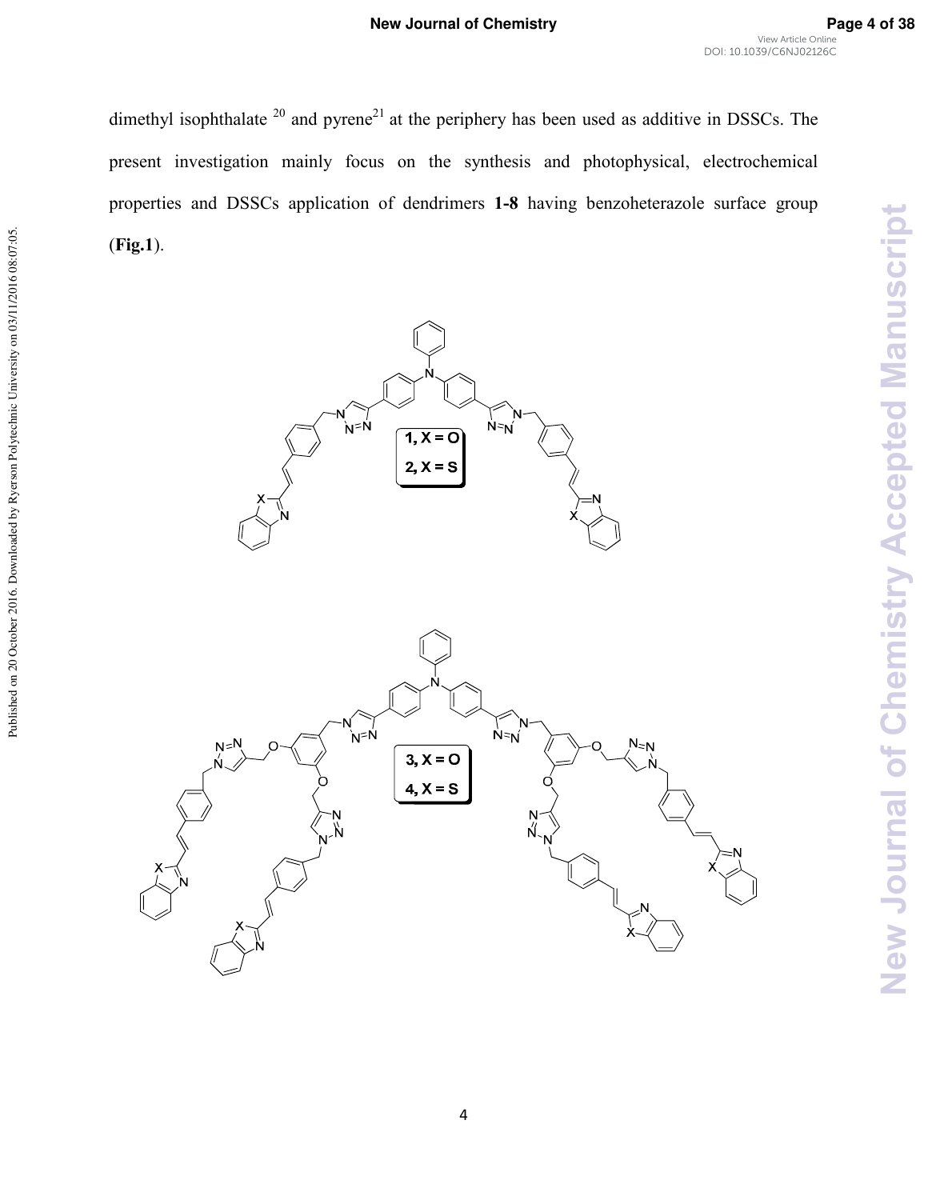dimethyl isophthalate [20] and pyrene[21] at the periphery has been used as additive in DSSCs. The present investigation mainly focus on the synthesis and photophysical, electrochemical properties and DSSCs application of dendrimers **1-8** having benzoheterazole surface group (**Fig.1**).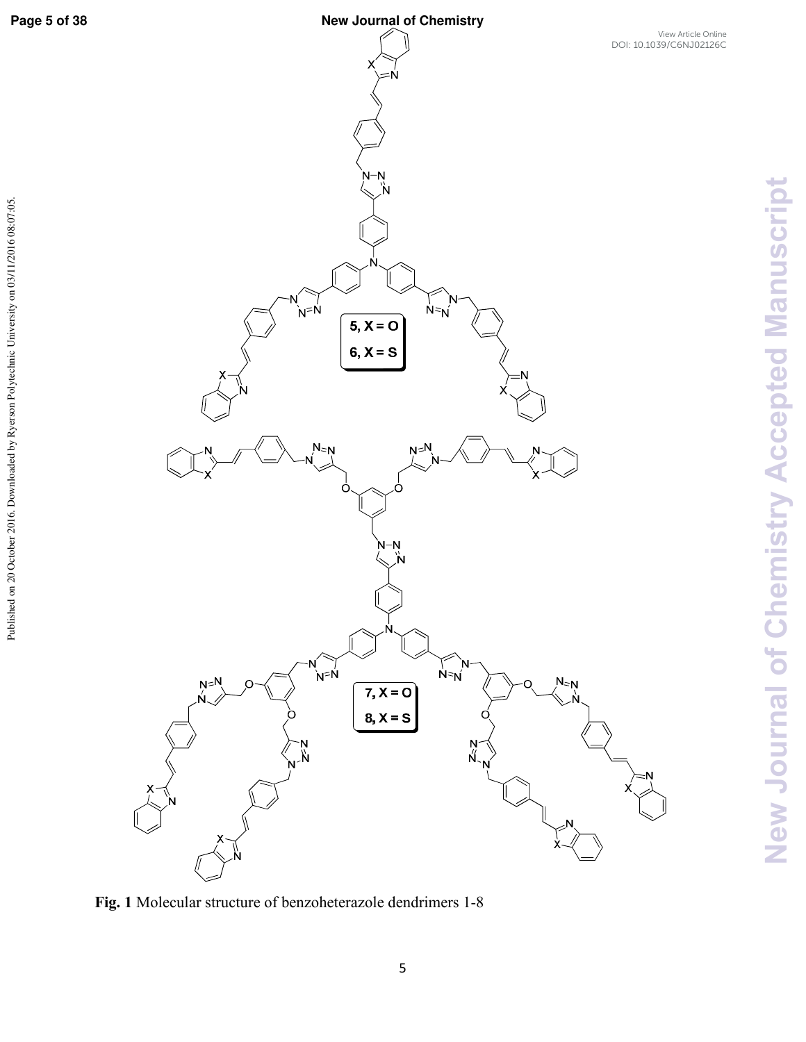Fig. 1 Molecular structure of benzoheterazole dendrimers 1-8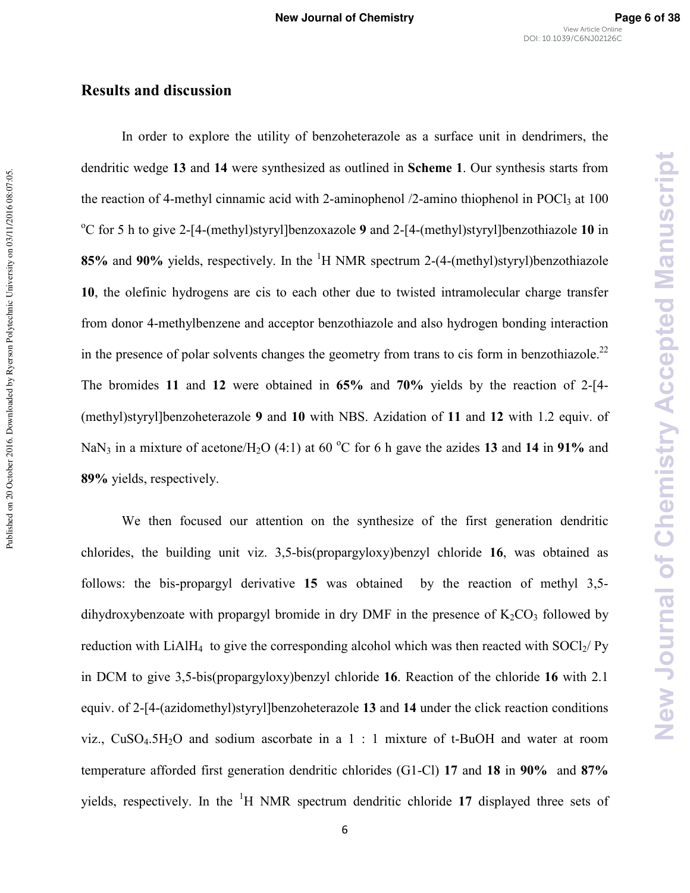## Results and discussion

In order to explore the utility of benzoheterazole as a surface unit in dendrimers, the dendritic wedge **13** and **14** were synthesized as outlined in **Scheme 1**. Our synthesis starts from the reaction of 4-methyl cinnamic acid with 2-aminophenol /2-amino thiophenol in $POCl_3$ at 100 $^oC$ for 5 h to give 2-[4-(methyl)styryl]benzoxazole **9** and 2-[4-(methyl)styryl]benzothiazole **10** in **85%** and **90%** yields, respectively. In the $^1H$ NMR spectrum 2-(4-(methyl)styryl)benzothiazole **10**, the olefinic hydrogens are cis to each other due to twisted intramolecular charge transfer from donor 4-methylbenzene and acceptor benzothiazole and also hydrogen bonding interaction in the presence of polar solvents changes the geometry from trans to cis form in benzothiazole.[22] The bromides **11** and **12** were obtained in **65%** and **70%** yields by the reaction of 2-[4-(methyl)styryl]benzoheterazole **9** and **10** with NBS. Azidation of **11** and **12** with 1.2 equiv. of $NaN_3$ in a mixture of acetone/$H_2O$ (4:1) at 60 $^oC$ for 6 h gave the azides **13** and **14** in **91%** and **89%** yields, respectively.

We then focused our attention on the synthesize of the first generation dendritic chlorides, the building unit viz. 3,5-bis(propargyloxy)benzyl chloride **16**, was obtained as follows: the bis-propargyl derivative **15** was obtained by the reaction of methyl 3,5-dihydroxybenzoate with propargyl bromide in dry DMF in the presence of $K_2CO_3$ followed by reduction with $LiAlH_4$ to give the corresponding alcohol which was then reacted with $SOCl_2$/ Py in DCM to give 3,5-bis(propargyloxy)benzyl chloride **16**. Reaction of the chloride **16** with 2.1 equiv. of 2-[4-(azidomethyl)styryl]benzoheterazole **13** and **14** under the click reaction conditions viz., $CuSO_4.5H_2O$ and sodium ascorbate in a 1 : 1 mixture of t-BuOH and water at room temperature afforded first generation dendritic chlorides (G1-Cl) **17** and **18** in **90%** and **87%** yields, respectively. In the $^1H$ NMR spectrum dendritic chloride **17** displayed three sets of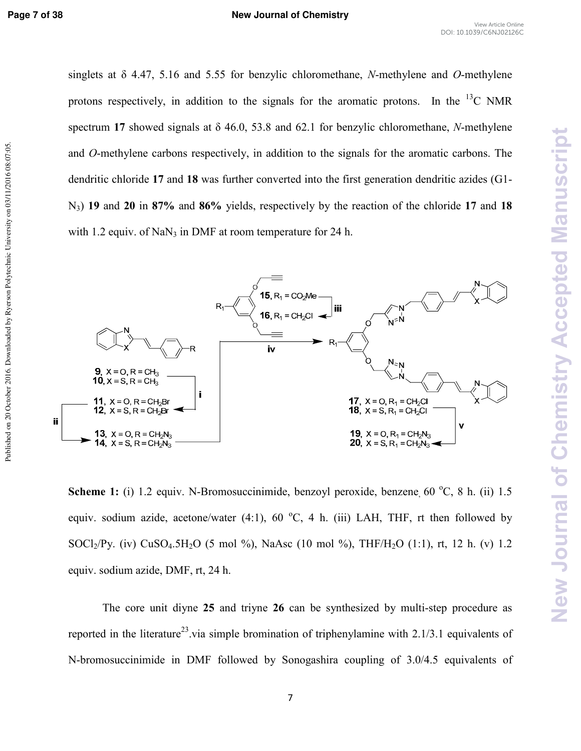singlets at δ 4.47, 5.16 and 5.55 for benzylic chloromethane, *N*-methylene and *O*-methylene protons respectively, in addition to the signals for the aromatic protons. In the $^{13}C$ NMR spectrum **17** showed signals at δ 46.0, 53.8 and 62.1 for benzylic chloromethane, *N*-methylene and *O*-methylene carbons respectively, in addition to the signals for the aromatic carbons. The dendritic chloride **17** and **18** was further converted into the first generation dendritic azides (G1-$N_3$) **19** and **20** in **87%** and **86%** yields, respectively by the reaction of the chloride **17** and **18** with 1.2 equiv. of $NaN_3$ in DMF at room temperature for 24 h.

**Scheme 1:** (i) 1.2 equiv. N-Bromosuccinimide, benzoyl peroxide, benzene, 60 °C, 8 h. (ii) 1.5 equiv. sodium azide, acetone/water (4:1), 60 °C, 4 h. (iii) LAH, THF, rt then followed by $SOCl_2$/Py. (iv) $CuSO_4.5H_2O$ (5 mol %), NaAsc (10 mol %), THF/$H_2O$ (1:1), rt, 12 h. (v) 1.2 equiv. sodium azide, DMF, rt, 24 h.

The core unit diyne **25** and triyne **26** can be synthesized by multi-step procedure as reported in the literature[23].via simple bromination of triphenylamine with 2.1/3.1 equivalents of N-bromosuccinimide in DMF followed by Sonogashira coupling of 3.0/4.5 equivalents of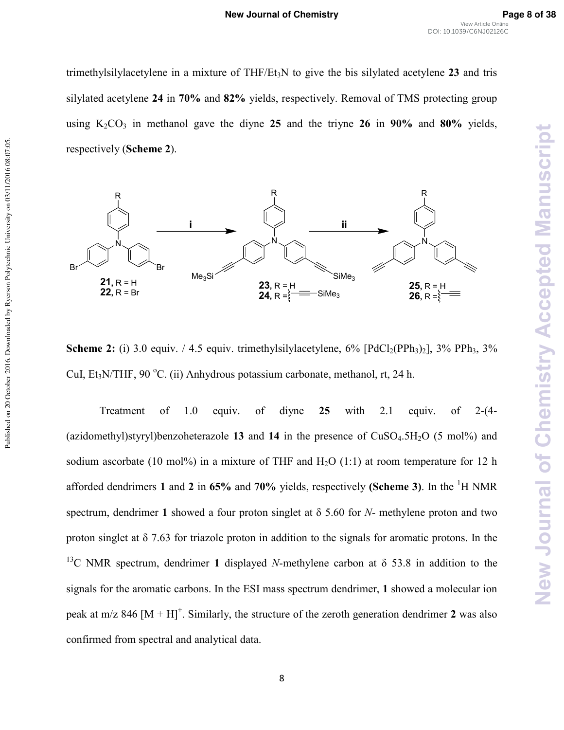trimethylsilylacetylene in a mixture of THF/$Et_3N$ to give the bis silylated acetylene **23** and tris silylated acetylene **24** in **70%** and **82%** yields, respectively. Removal of TMS protecting group using $K_2CO_3$ in methanol gave the diyne **25** and the triyne **26** in **90%** and **80%** yields, respectively (**Scheme 2**).

**Scheme 2:** (i) 3.0 equiv. / 4.5 equiv. trimethylsilylacetylene, 6% [$PdCl_2(PPh_3)_2$], 3% $PPh_3$, 3% CuI, $Et_3N$/THF, 90 °C. (ii) Anhydrous potassium carbonate, methanol, rt, 24 h.

Treatment of 1.0 equiv. of diyne **25** with 2.1 equiv. of 2-(4-(azidomethyl)styryl)benzoheterazole **13** and **14** in the presence of $CuSO_4.5H_2O$ (5 mol%) and sodium ascorbate (10 mol%) in a mixture of THF and $H_2O$ (1:1) at room temperature for 12 h afforded dendrimers **1** and **2** in **65%** and **70%** yields, respectively **(Scheme 3)**. In the $^1$H NMR spectrum, dendrimer **1** showed a four proton singlet at δ 5.60 for *N*- methylene proton and two proton singlet at δ 7.63 for triazole proton in addition to the signals for aromatic protons. In the $^{13}$C NMR spectrum, dendrimer **1** displayed *N*-methylene carbon at δ 53.8 in addition to the signals for the aromatic carbons. In the ESI mass spectrum dendrimer, **1** showed a molecular ion peak at m/z 846 $[M + H]^+$. Similarly, the structure of the zeroth generation dendrimer **2** was also confirmed from spectral and analytical data.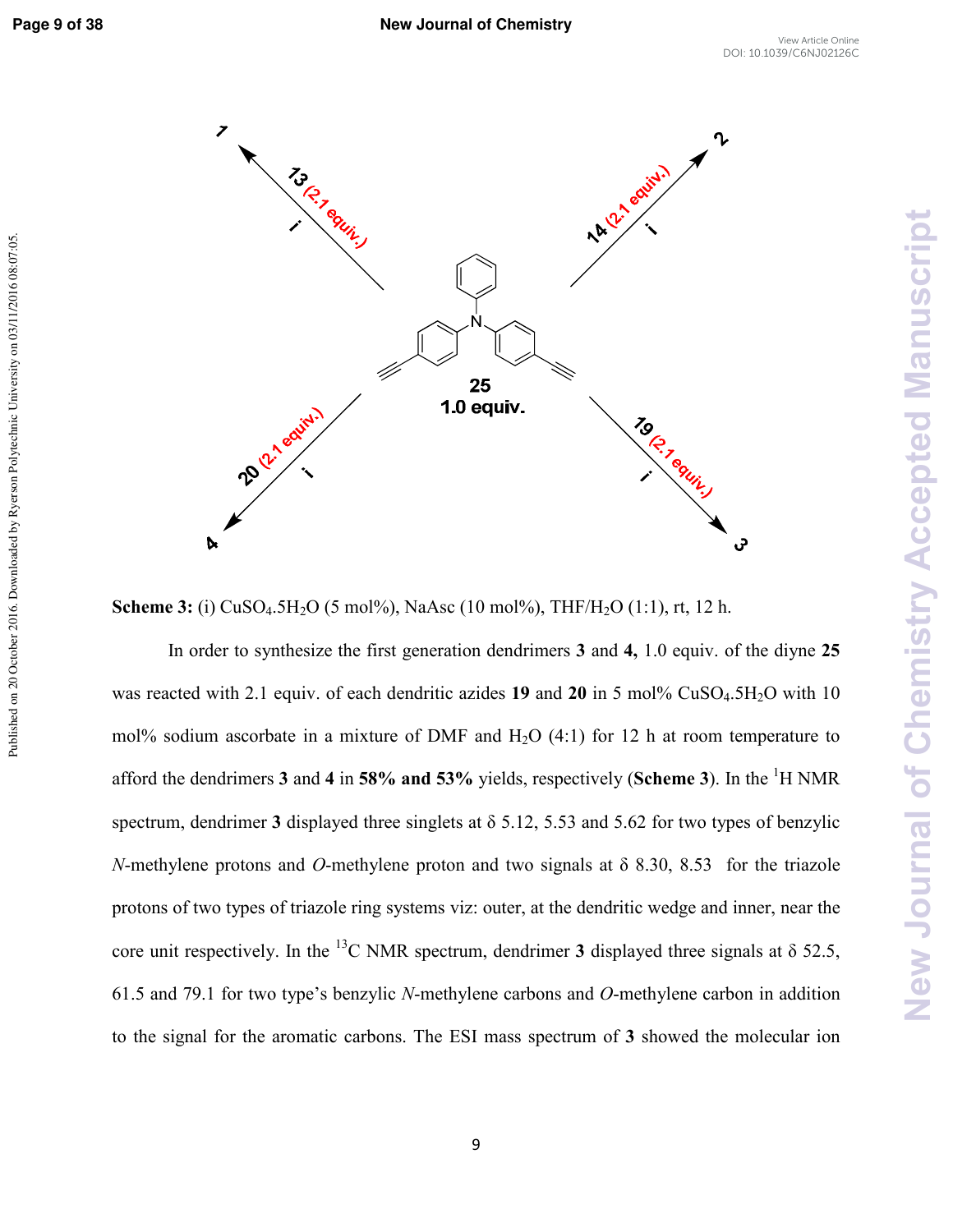**Scheme 3:** (i) $CuSO_4.5H_2O$ (5 mol%), NaAsc (10 mol%), THF/$H_2O$ (1:1), rt, 12 h.

In order to synthesize the first generation dendrimers **3** and **4,** 1.0 equiv. of the diyne **25** was reacted with 2.1 equiv. of each dendritic azides **19** and **20** in 5 mol% $CuSO_4.5H_2O$ with 10 mol% sodium ascorbate in a mixture of DMF and $H_2O$ (4:1) for 12 h at room temperature to afford the dendrimers **3** and **4** in **58% and 53%** yields, respectively (**Scheme 3**). In the $^1$H NMR spectrum, dendrimer **3** displayed three singlets at δ 5.12, 5.53 and 5.62 for two types of benzylic *N*-methylene protons and *O*-methylene proton and two signals at δ 8.30, 8.53 for the triazole protons of two types of triazole ring systems viz: outer, at the dendritic wedge and inner, near the core unit respectively. In the $^{13}$C NMR spectrum, dendrimer **3** displayed three signals at δ 52.5, 61.5 and 79.1 for two type's benzylic *N*-methylene carbons and *O*-methylene carbon in addition to the signal for the aromatic carbons. The ESI mass spectrum of **3** showed the molecular ion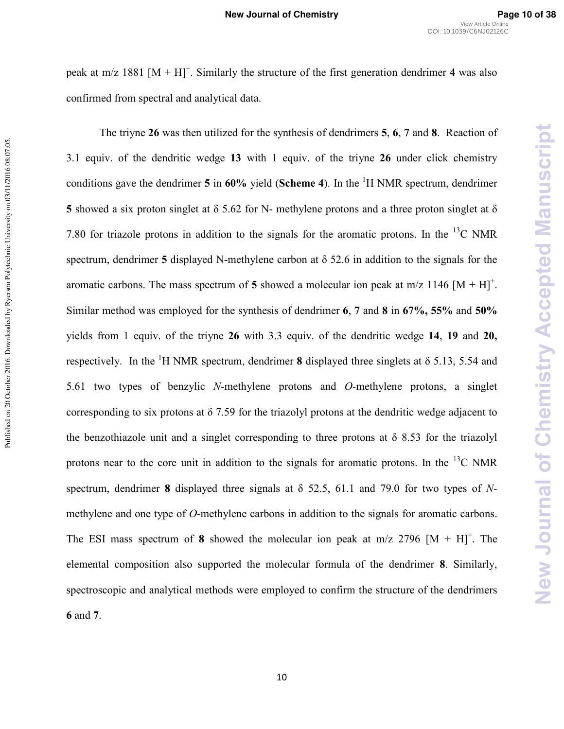peak at m/z 1881 $[M + H]^+$. Similarly the structure of the first generation dendrimer **4** was also confirmed from spectral and analytical data.

The triyne **26** was then utilized for the synthesis of dendrimers **5**, **6**, **7** and **8**. Reaction of 3.1 equiv. of the dendritic wedge **13** with 1 equiv. of the triyne **26** under click chemistry conditions gave the dendrimer **5** in **60%** yield (**Scheme 4**). In the $^1$H NMR spectrum, dendrimer **5** showed a six proton singlet at δ 5.62 for N- methylene protons and a three proton singlet at δ 7.80 for triazole protons in addition to the signals for the aromatic protons. In the $^{13}$C NMR spectrum, dendrimer **5** displayed N-methylene carbon at δ 52.6 in addition to the signals for the aromatic carbons. The mass spectrum of **5** showed a molecular ion peak at m/z 1146 $[M + H]^+$. Similar method was employed for the synthesis of dendrimer **6**, **7** and **8** in **67%, 55%** and **50%** yields from 1 equiv. of the triyne **26** with 3.3 equiv. of the dendritic wedge **14**, **19** and **20,** respectively. In the $^1$H NMR spectrum, dendrimer **8** displayed three singlets at δ 5.13, 5.54 and 5.61 two types of benzylic *N*-methylene protons and *O*-methylene protons, a singlet corresponding to six protons at δ 7.59 for the triazolyl protons at the dendritic wedge adjacent to the benzothiazole unit and a singlet corresponding to three protons at δ 8.53 for the triazolyl protons near to the core unit in addition to the signals for aromatic protons. In the $^{13}$C NMR spectrum, dendrimer **8** displayed three signals at δ 52.5, 61.1 and 79.0 for two types of *N*-methylene and one type of *O*-methylene carbons in addition to the signals for aromatic carbons. The ESI mass spectrum of **8** showed the molecular ion peak at m/z 2796 $[M + H]^+$. The elemental composition also supported the molecular formula of the dendrimer **8**. Similarly, spectroscopic and analytical methods were employed to confirm the structure of the dendrimers **6** and **7**.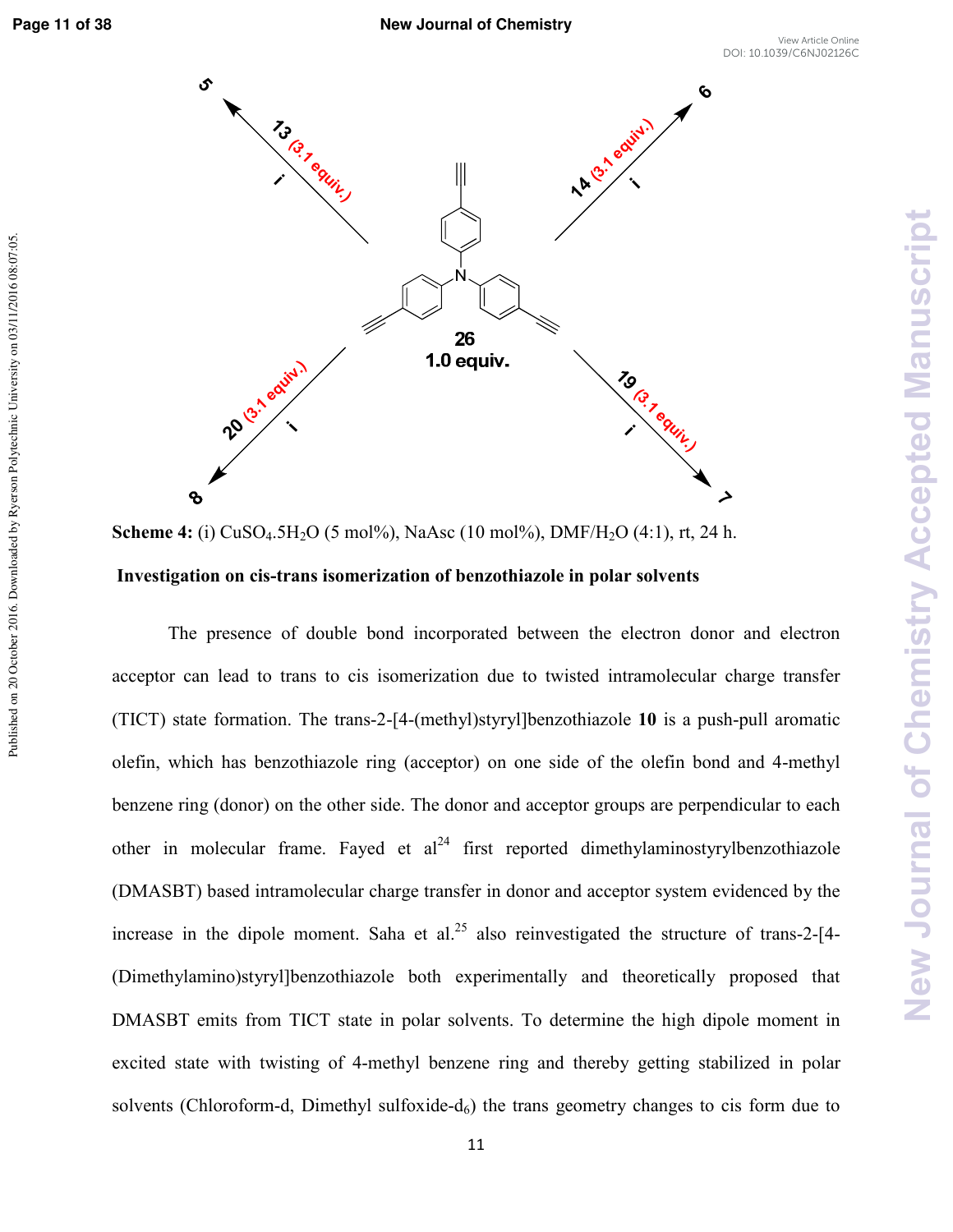**Scheme 4:** (i) $CuSO_4.5H_2O$ (5 mol%), NaAsc (10 mol%), DMF/$H_2O$ (4:1), rt, 24 h.

**Investigation on cis-trans isomerization of benzothiazole in polar solvents**

The presence of double bond incorporated between the electron donor and electron acceptor can lead to trans to cis isomerization due to twisted intramolecular charge transfer (TICT) state formation. The trans-2-[4-(methyl)styryl]benzothiazole **10** is a push-pull aromatic olefin, which has benzothiazole ring (acceptor) on one side of the olefin bond and 4-methyl benzene ring (donor) on the other side. The donor and acceptor groups are perpendicular to each other in molecular frame. Fayed et al[24] first reported dimethylaminostyrylbenzothiazole (DMASBT) based intramolecular charge transfer in donor and acceptor system evidenced by the increase in the dipole moment. Saha et al.[25] also reinvestigated the structure of trans-2-[4-(Dimethylamino)styryl]benzothiazole both experimentally and theoretically proposed that DMASBT emits from TICT state in polar solvents. To determine the high dipole moment in excited state with twisting of 4-methyl benzene ring and thereby getting stabilized in polar solvents (Chloroform-d, Dimethyl sulfoxide-$d_6$) the trans geometry changes to cis form due to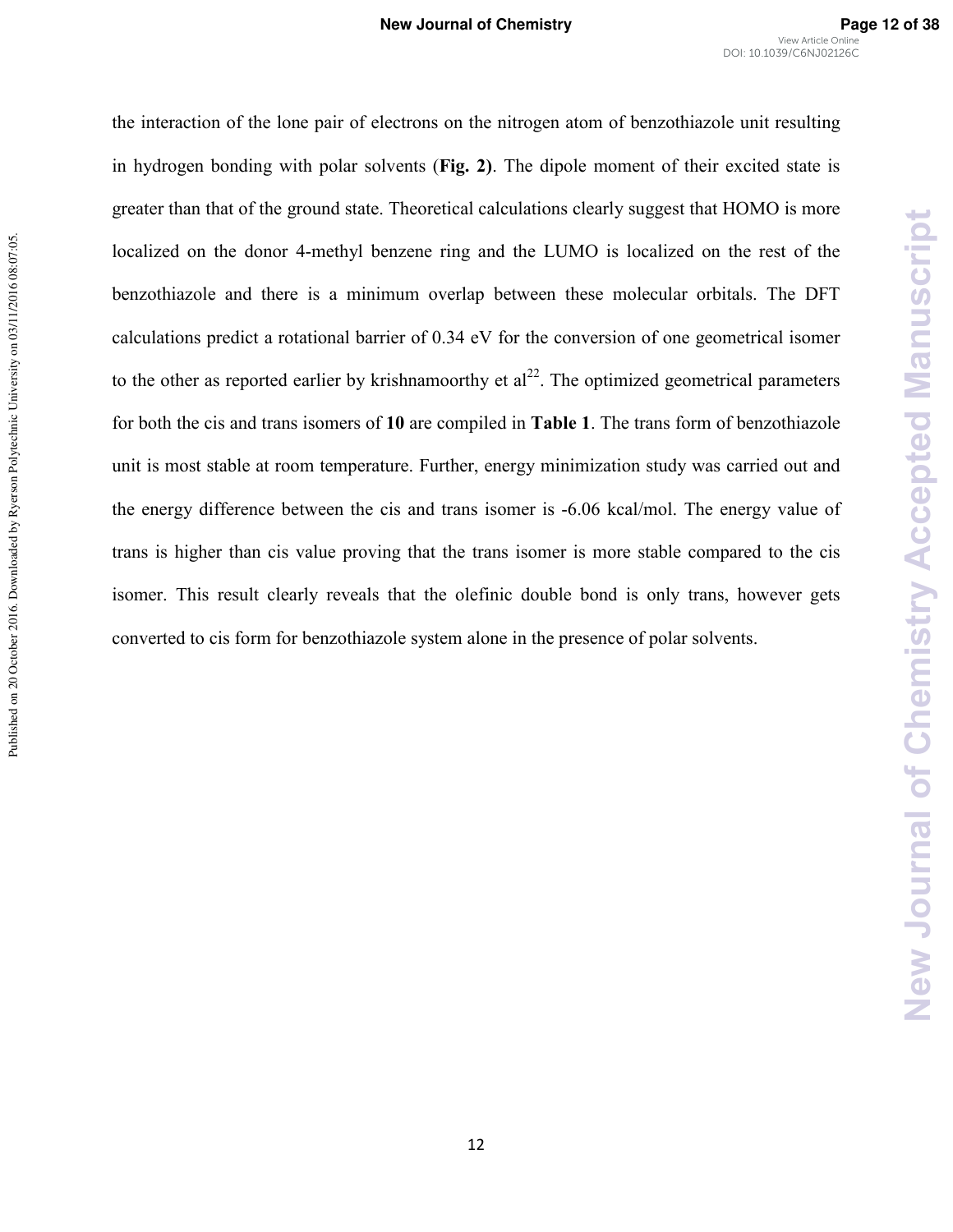the interaction of the lone pair of electrons on the nitrogen atom of benzothiazole unit resulting in hydrogen bonding with polar solvents (**Fig. 2)**. The dipole moment of their excited state is greater than that of the ground state. Theoretical calculations clearly suggest that HOMO is more localized on the donor 4-methyl benzene ring and the LUMO is localized on the rest of the benzothiazole and there is a minimum overlap between these molecular orbitals. The DFT calculations predict a rotational barrier of 0.34 eV for the conversion of one geometrical isomer to the other as reported earlier by krishnamoorthy et al[22]. The optimized geometrical parameters for both the cis and trans isomers of **10** are compiled in **Table 1**. The trans form of benzothiazole unit is most stable at room temperature. Further, energy minimization study was carried out and the energy difference between the cis and trans isomer is -6.06 kcal/mol. The energy value of trans is higher than cis value proving that the trans isomer is more stable compared to the cis isomer. This result clearly reveals that the olefinic double bond is only trans, however gets converted to cis form for benzothiazole system alone in the presence of polar solvents.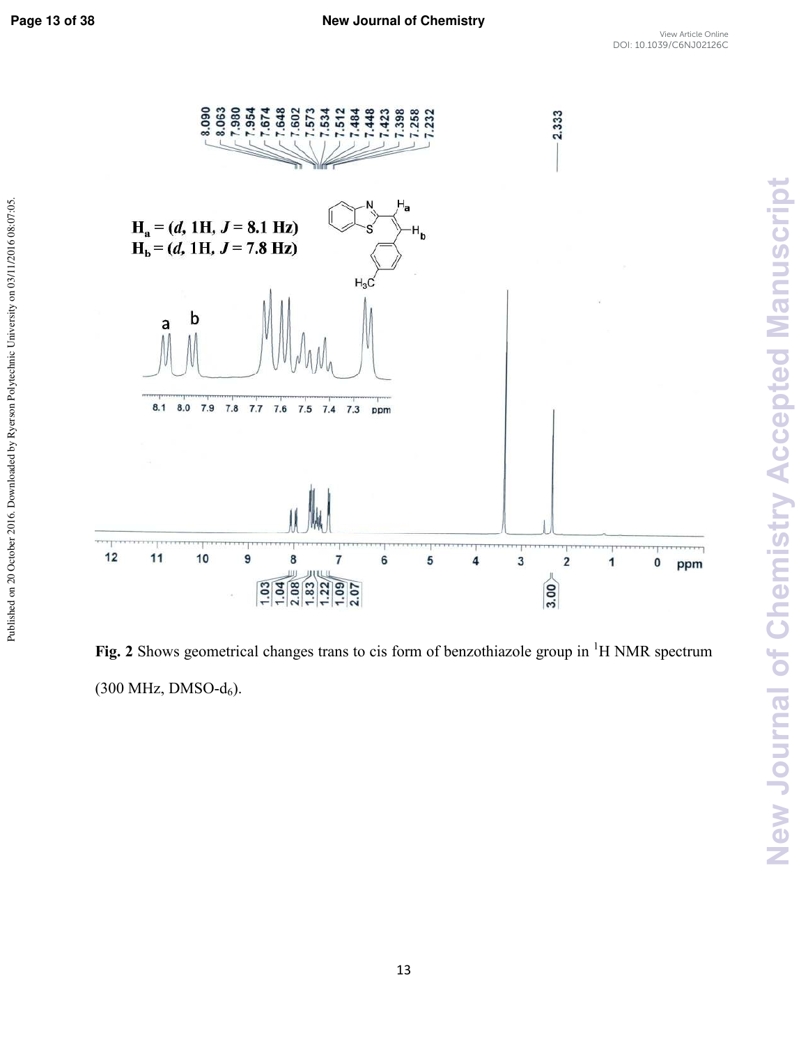**Fig. 2** Shows geometrical changes trans to cis form of benzothiazole group in $^{1}H$ NMR spectrum (300 MHz, DMSO-$d_6$).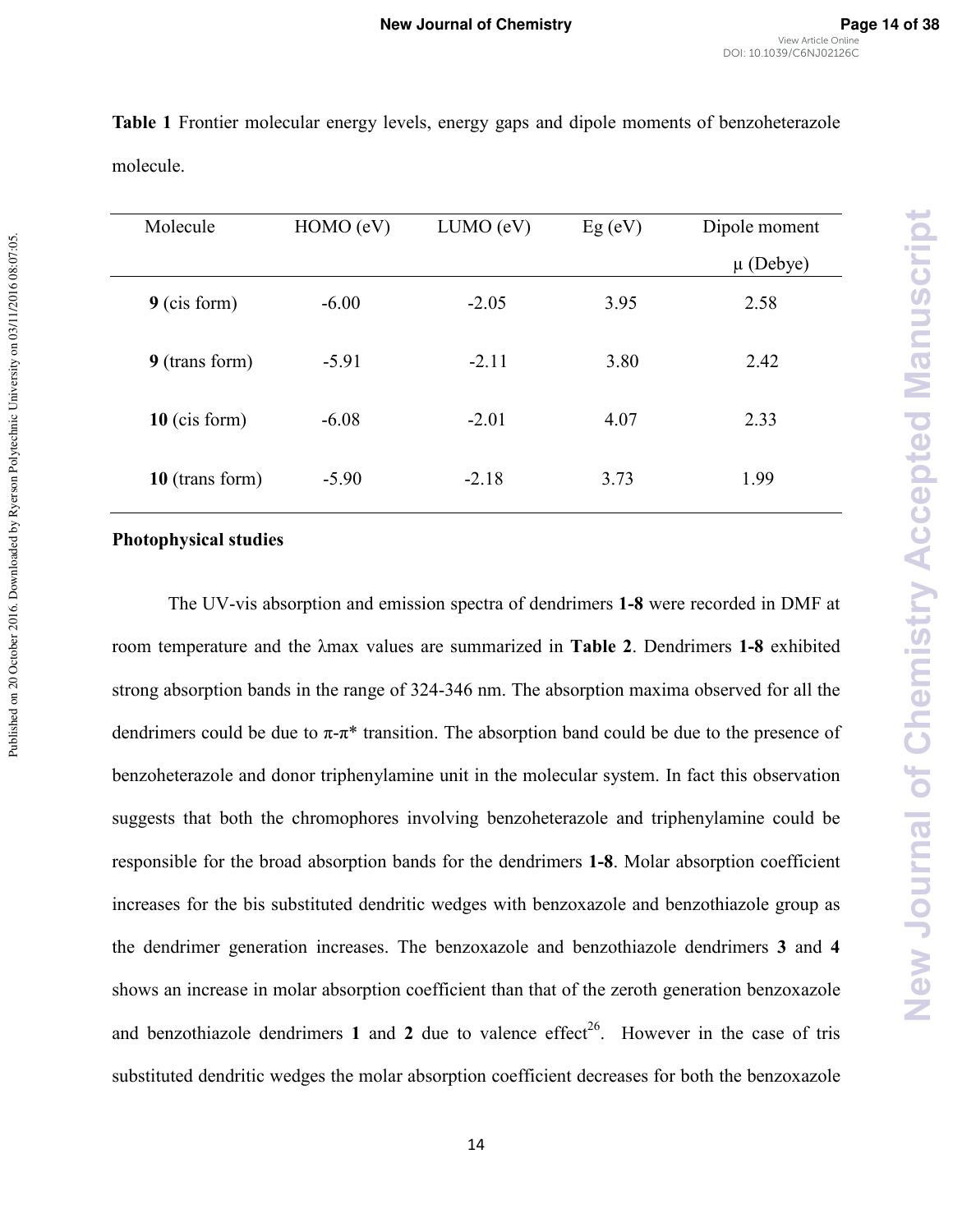**Table 1** Frontier molecular energy levels, energy gaps and dipole moments of benzoheterazole molecule.

| Molecule | HOMO (eV) | LUMO (eV) | Eg (eV) | Dipole moment μ (Debye) |
|---|---|---|---|---|
| **9** (cis form) | -6.00 | -2.05 | 3.95 | 2.58 |
| **9** (trans form) | -5.91 | -2.11 | 3.80 | 2.42 |
| **10** (cis form) | -6.08 | -2.01 | 4.07 | 2.33 |
| **10** (trans form) | -5.90 | -2.18 | 3.73 | 1.99 |

**Photophysical studies**

The UV-vis absorption and emission spectra of dendrimers **1-8** were recorded in DMF at room temperature and the λmax values are summarized in **Table 2**. Dendrimers **1-8** exhibited strong absorption bands in the range of 324-346 nm. The absorption maxima observed for all the dendrimers could be due to π-π* transition. The absorption band could be due to the presence of benzoheterazole and donor triphenylamine unit in the molecular system. In fact this observation suggests that both the chromophores involving benzoheterazole and triphenylamine could be responsible for the broad absorption bands for the dendrimers **1-8**. Molar absorption coefficient increases for the bis substituted dendritic wedges with benzoxazole and benzothiazole group as the dendrimer generation increases. The benzoxazole and benzothiazole dendrimers **3** and **4** shows an increase in molar absorption coefficient than that of the zeroth generation benzoxazole and benzothiazole dendrimers **1** and **2** due to valence effect[26]. However in the case of tris substituted dendritic wedges the molar absorption coefficient decreases for both the benzoxazole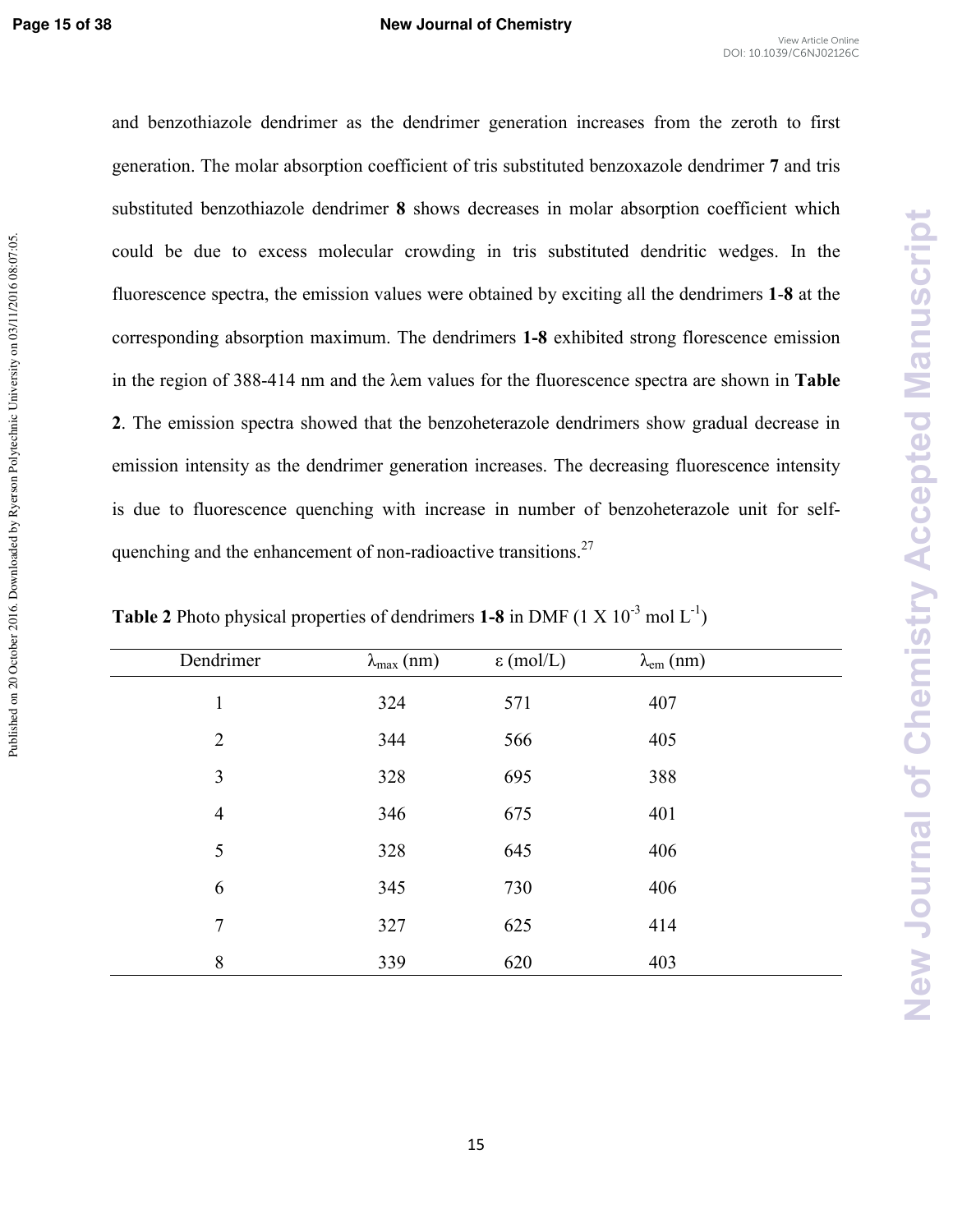and benzothiazole dendrimer as the dendrimer generation increases from the zeroth to first generation. The molar absorption coefficient of tris substituted benzoxazole dendrimer **7** and tris substituted benzothiazole dendrimer **8** shows decreases in molar absorption coefficient which could be due to excess molecular crowding in tris substituted dendritic wedges. In the fluorescence spectra, the emission values were obtained by exciting all the dendrimers **1**-**8** at the corresponding absorption maximum. The dendrimers **1-8** exhibited strong florescence emission in the region of 388-414 nm and the λem values for the fluorescence spectra are shown in **Table 2**. The emission spectra showed that the benzoheterazole dendrimers show gradual decrease in emission intensity as the dendrimer generation increases. The decreasing fluorescence intensity is due to fluorescence quenching with increase in number of benzoheterazole unit for self-quenching and the enhancement of non-radioactive transitions.[27]

**Table 2** Photo physical properties of dendrimers **1-8** in DMF (1 X $10^{-3}$ mol $L^{-1}$)

| Dendrimer | $\lambda_{max}$ (nm) | ε (mol/L) | $\lambda_{em}$ (nm) |
|---|---|---|---|
| 1 | 324 | 571 | 407 |
| 2 | 344 | 566 | 405 |
| 3 | 328 | 695 | 388 |
| 4 | 346 | 675 | 401 |
| 5 | 328 | 645 | 406 |
| 6 | 345 | 730 | 406 |
| 7 | 327 | 625 | 414 |
| 8 | 339 | 620 | 403 |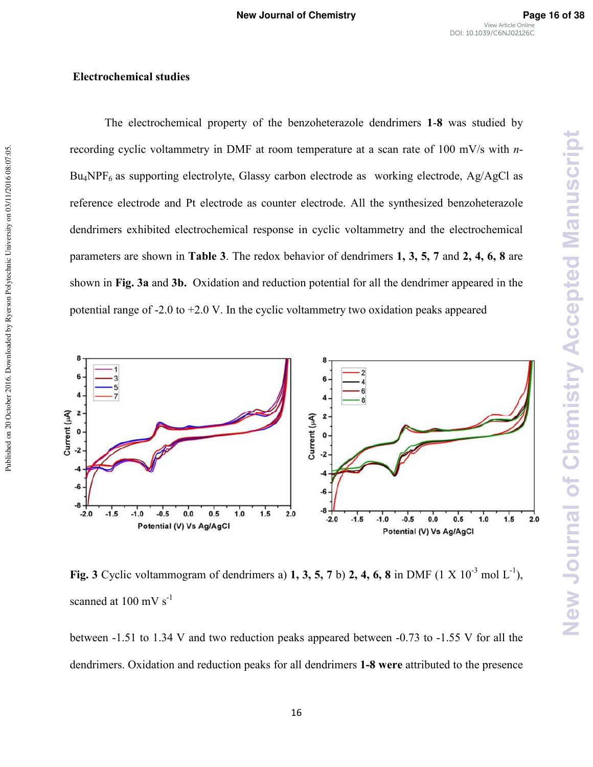**Electrochemical studies**

The electrochemical property of the benzoheterazole dendrimers **1**-**8** was studied by recording cyclic voltammetry in DMF at room temperature at a scan rate of 100 mV/s with *n*-$Bu_4NPF_6$ as supporting electrolyte, Glassy carbon electrode as working electrode, Ag/AgCl as reference electrode and Pt electrode as counter electrode. All the synthesized benzoheterazole dendrimers exhibited electrochemical response in cyclic voltammetry and the electrochemical parameters are shown in **Table 3**. The redox behavior of dendrimers **1, 3, 5, 7** and **2, 4, 6, 8** are shown in **Fig. 3a** and **3b.** Oxidation and reduction potential for all the dendrimer appeared in the potential range of -2.0 to +2.0 V. In the cyclic voltammetry two oxidation peaks appeared

**Fig. 3** Cyclic voltammogram of dendrimers a) **1, 3, 5, 7** b) **2, 4, 6, 8** in DMF (1 X $10^{-3}$ mol $L^{-1}$), scanned at 100 mV $s^{-1}$

between -1.51 to 1.34 V and two reduction peaks appeared between -0.73 to -1.55 V for all the dendrimers. Oxidation and reduction peaks for all dendrimers **1-8 were** attributed to the presence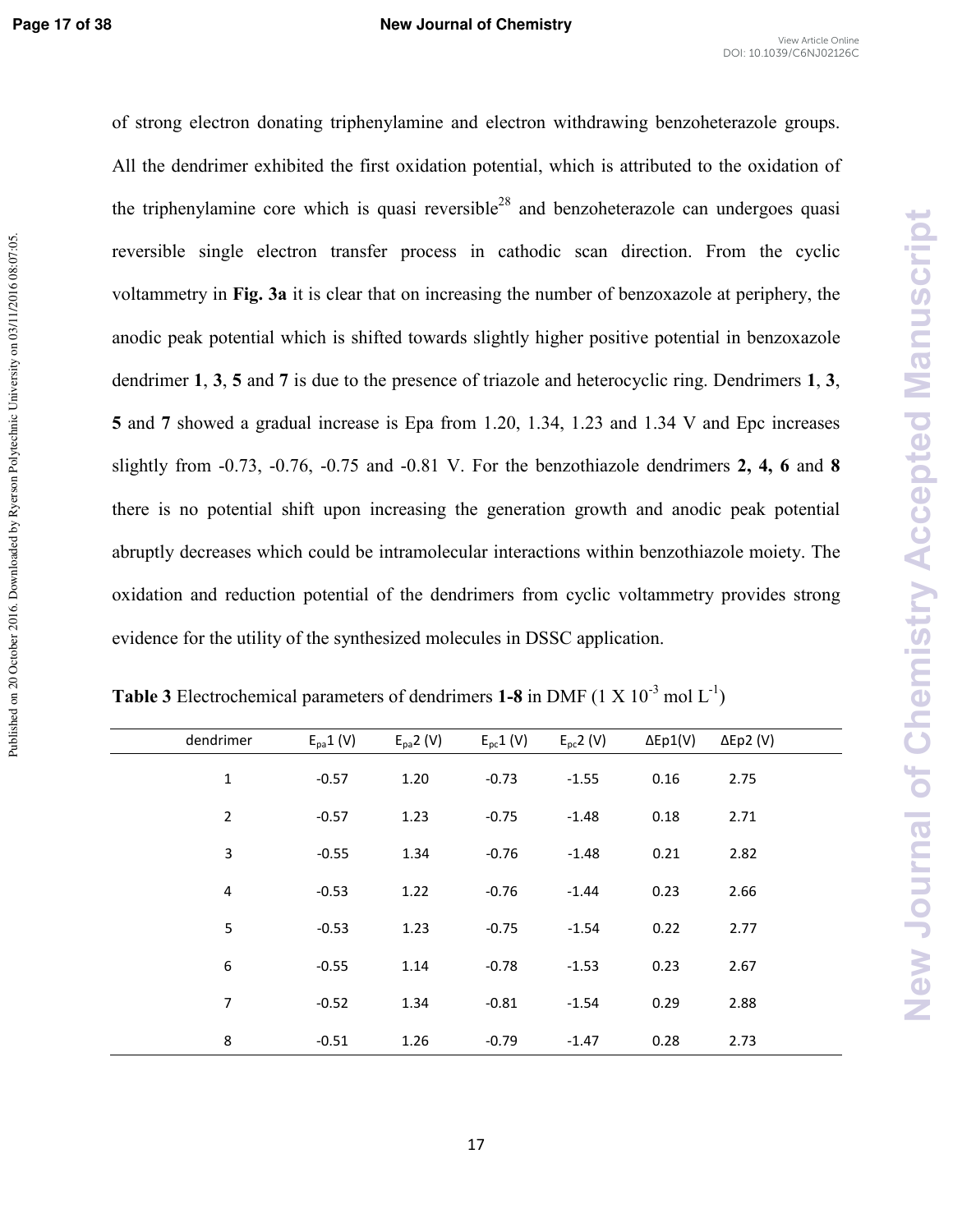of strong electron donating triphenylamine and electron withdrawing benzoheterazole groups. All the dendrimer exhibited the first oxidation potential, which is attributed to the oxidation of the triphenylamine core which is quasi reversible[28] and benzoheterazole can undergoes quasi reversible single electron transfer process in cathodic scan direction. From the cyclic voltammetry in **Fig. 3a** it is clear that on increasing the number of benzoxazole at periphery, the anodic peak potential which is shifted towards slightly higher positive potential in benzoxazole dendrimer **1**, **3**, **5** and **7** is due to the presence of triazole and heterocyclic ring. Dendrimers **1**, **3**, **5** and **7** showed a gradual increase is Epa from 1.20, 1.34, 1.23 and 1.34 V and Epc increases slightly from -0.73, -0.76, -0.75 and -0.81 V. For the benzothiazole dendrimers **2, 4, 6** and **8** there is no potential shift upon increasing the generation growth and anodic peak potential abruptly decreases which could be intramolecular interactions within benzothiazole moiety. The oxidation and reduction potential of the dendrimers from cyclic voltammetry provides strong evidence for the utility of the synthesized molecules in DSSC application.

**Table 3** Electrochemical parameters of dendrimers **1-8** in DMF (1 X $10^{-3}$ mol $L^{-1}$)

| dendrimer | $E_{pa}1$ (V) | $E_{pa}2$ (V) | $E_{pc}1$ (V) | $E_{pc}2$ (V) | ΔEp1(V) | ΔEp2 (V) |
|---|---|---|---|---|---|---|
| 1 | -0.57 | 1.20 | -0.73 | -1.55 | 0.16 | 2.75 |
| 2 | -0.57 | 1.23 | -0.75 | -1.48 | 0.18 | 2.71 |
| 3 | -0.55 | 1.34 | -0.76 | -1.48 | 0.21 | 2.82 |
| 4 | -0.53 | 1.22 | -0.76 | -1.44 | 0.23 | 2.66 |
| 5 | -0.53 | 1.23 | -0.75 | -1.54 | 0.22 | 2.77 |
| 6 | -0.55 | 1.14 | -0.78 | -1.53 | 0.23 | 2.67 |
| 7 | -0.52 | 1.34 | -0.81 | -1.54 | 0.29 | 2.88 |
| 8 | -0.51 | 1.26 | -0.79 | -1.47 | 0.28 | 2.73 |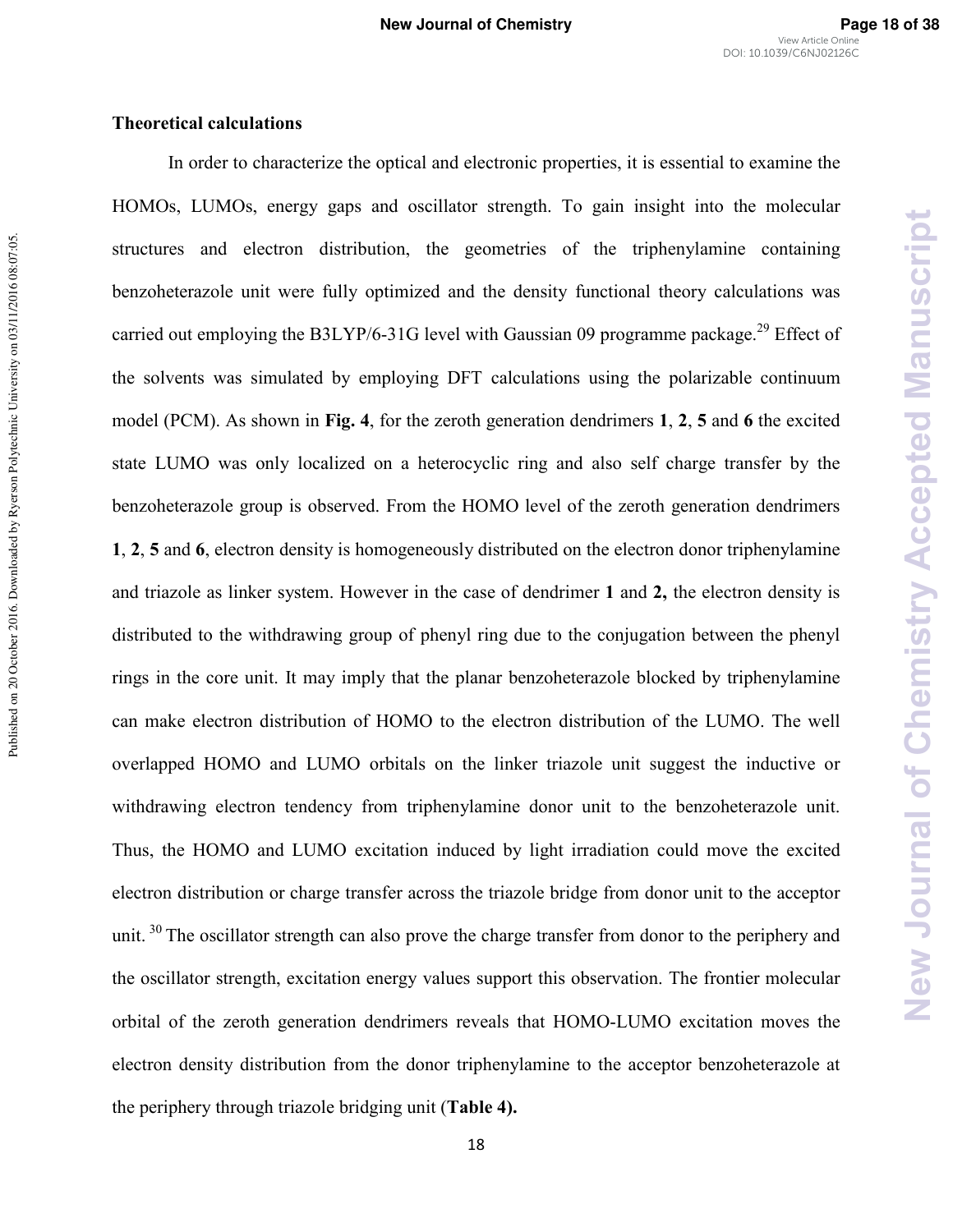## Theoretical calculations

In order to characterize the optical and electronic properties, it is essential to examine the HOMOs, LUMOs, energy gaps and oscillator strength. To gain insight into the molecular structures and electron distribution, the geometries of the triphenylamine containing benzoheterazole unit were fully optimized and the density functional theory calculations was carried out employing the B3LYP/6-31G level with Gaussian 09 programme package.[29] Effect of the solvents was simulated by employing DFT calculations using the polarizable continuum model (PCM). As shown in **Fig. 4**, for the zeroth generation dendrimers **1**, **2**, **5** and **6** the excited state LUMO was only localized on a heterocyclic ring and also self charge transfer by the benzoheterazole group is observed. From the HOMO level of the zeroth generation dendrimers **1**, **2**, **5** and **6**, electron density is homogeneously distributed on the electron donor triphenylamine and triazole as linker system. However in the case of dendrimer **1** and **2,** the electron density is distributed to the withdrawing group of phenyl ring due to the conjugation between the phenyl rings in the core unit. It may imply that the planar benzoheterazole blocked by triphenylamine can make electron distribution of HOMO to the electron distribution of the LUMO. The well overlapped HOMO and LUMO orbitals on the linker triazole unit suggest the inductive or withdrawing electron tendency from triphenylamine donor unit to the benzoheterazole unit. Thus, the HOMO and LUMO excitation induced by light irradiation could move the excited electron distribution or charge transfer across the triazole bridge from donor unit to the acceptor unit. [30] The oscillator strength can also prove the charge transfer from donor to the periphery and the oscillator strength, excitation energy values support this observation. The frontier molecular orbital of the zeroth generation dendrimers reveals that HOMO-LUMO excitation moves the electron density distribution from the donor triphenylamine to the acceptor benzoheterazole at the periphery through triazole bridging unit (**Table 4).**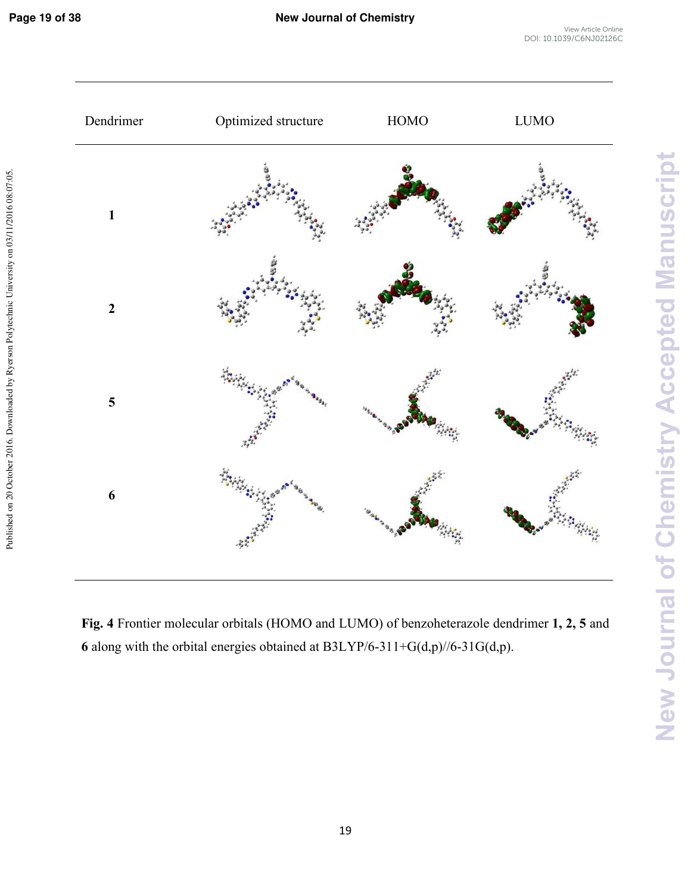| Dendrimer | Optimized structure | HOMO | LUMO |
|---|---|---|---|
| **1** | | | |
| **2** | | | |
| **5** | | | |
| **6** | | | |

**Fig. 4** Frontier molecular orbitals (HOMO and LUMO) of benzoheterazole dendrimer **1, 2, 5** and **6** along with the orbital energies obtained at B3LYP/6-311+G(d,p)//6-31G(d,p).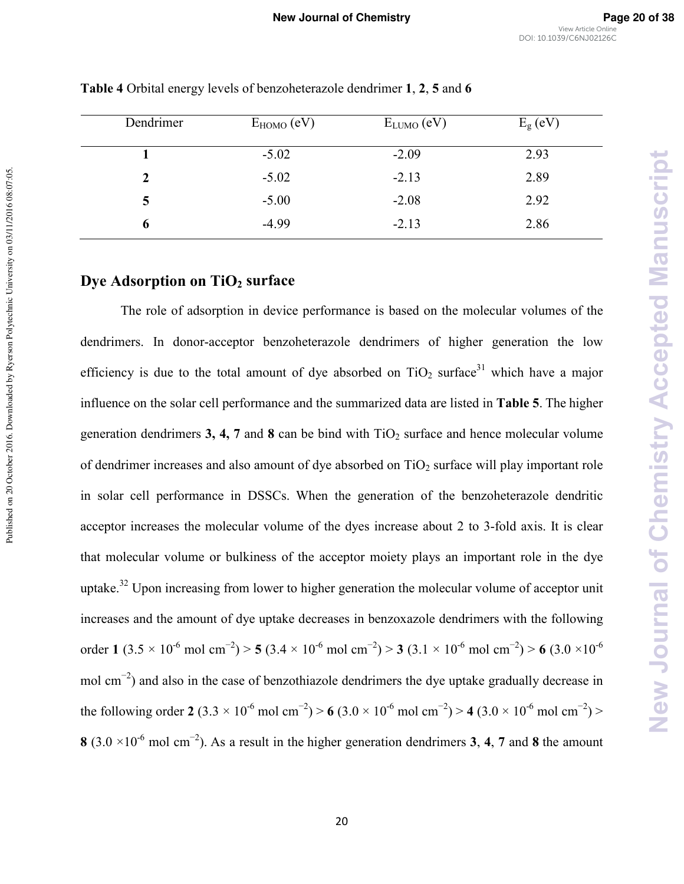**Table 4** Orbital energy levels of benzoheterazole dendrimer **1**, **2**, **5** and **6**

| Dendrimer | $E_{HOMO}$ (eV) | $E_{LUMO}$ (eV) | $E_g$ (eV) |
|---|---|---|---|
| **1** | -5.02 | -2.09 | 2.93 |
| **2** | -5.02 | -2.13 | 2.89 |
| **5** | -5.00 | -2.08 | 2.92 |
| **6** | -4.99 | -2.13 | 2.86 |

## Dye Adsorption on $TiO_2$ surface

The role of adsorption in device performance is based on the molecular volumes of the dendrimers. In donor-acceptor benzoheterazole dendrimers of higher generation the low efficiency is due to the total amount of dye absorbed on $TiO_2$ surface[31] which have a major influence on the solar cell performance and the summarized data are listed in **Table 5**. The higher generation dendrimers **3, 4, 7** and **8** can be bind with $TiO_2$ surface and hence molecular volume of dendrimer increases and also amount of dye absorbed on $TiO_2$ surface will play important role in solar cell performance in DSSCs. When the generation of the benzoheterazole dendritic acceptor increases the molecular volume of the dyes increase about 2 to 3-fold axis. It is clear that molecular volume or bulkiness of the acceptor moiety plays an important role in the dye uptake.[32] Upon increasing from lower to higher generation the molecular volume of acceptor unit increases and the amount of dye uptake decreases in benzoxazole dendrimers with the following order **1** ($3.5 \times 10^{-6}$ mol cm$^{-2}$) > **5** ($3.4 \times 10^{-6}$ mol cm$^{-2}$) > **3** ($3.1 \times 10^{-6}$ mol cm$^{-2}$) > **6** ($3.0 \times 10^{-6}$ mol cm$^{-2}$) and also in the case of benzothiazole dendrimers the dye uptake gradually decrease in the following order **2** ($3.3 \times 10^{-6}$ mol cm$^{-2}$) > **6** ($3.0 \times 10^{-6}$ mol cm$^{-2}$) > **4** ($3.0 \times 10^{-6}$ mol cm$^{-2}$) > **8** ($3.0 \times 10^{-6}$ mol cm$^{-2}$). As a result in the higher generation dendrimers **3**, **4**, **7** and **8** the amount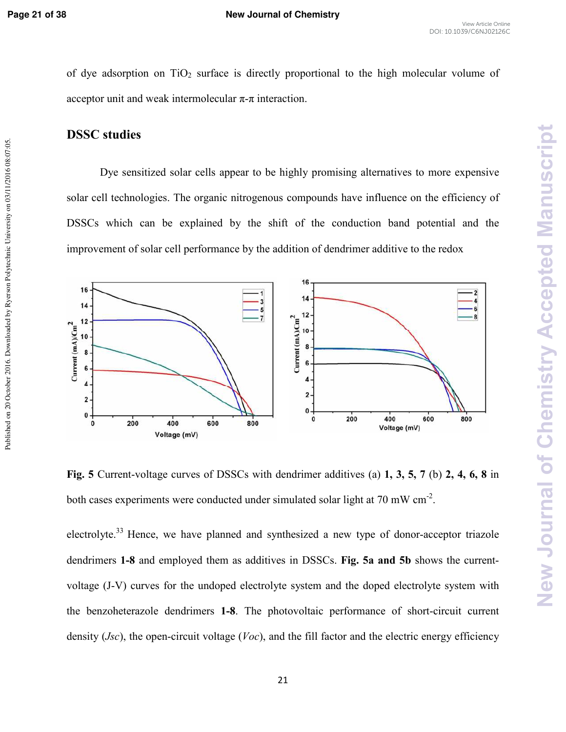of dye adsorption on $TiO_2$ surface is directly proportional to the high molecular volume of acceptor unit and weak intermolecular π-π interaction.

## DSSC studies

Dye sensitized solar cells appear to be highly promising alternatives to more expensive solar cell technologies. The organic nitrogenous compounds have influence on the efficiency of DSSCs which can be explained by the shift of the conduction band potential and the improvement of solar cell performance by the addition of dendrimer additive to the redox

**Fig. 5** Current-voltage curves of DSSCs with dendrimer additives (a) **1, 3, 5, 7** (b) **2, 4, 6, 8** in both cases experiments were conducted under simulated solar light at 70 mW $cm^{-2}$.

electrolyte.[33] Hence, we have planned and synthesized a new type of donor-acceptor triazole dendrimers **1-8** and employed them as additives in DSSCs. **Fig. 5a and 5b** shows the current-voltage (J-V) curves for the undoped electrolyte system and the doped electrolyte system with the benzoheterazole dendrimers **1-8**. The photovoltaic performance of short-circuit current density (*Jsc*), the open-circuit voltage (*Voc*), and the fill factor and the electric energy efficiency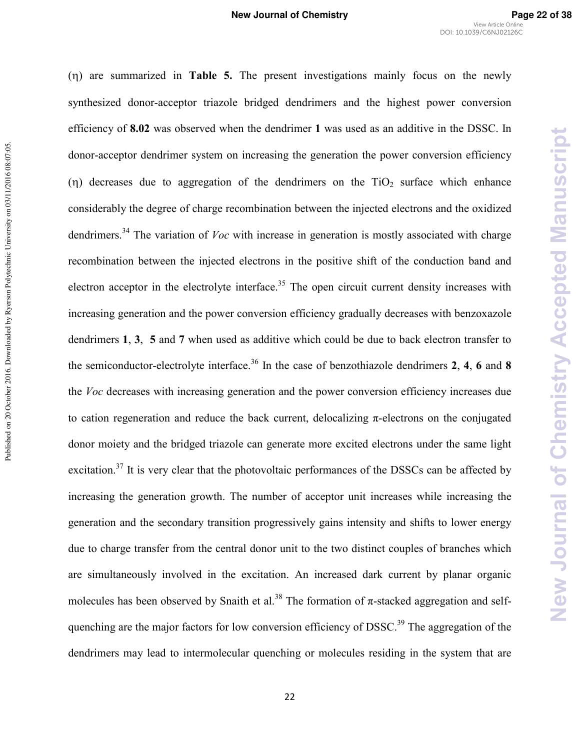(η) are summarized in **Table 5.** The present investigations mainly focus on the newly synthesized donor-acceptor triazole bridged dendrimers and the highest power conversion efficiency of **8.02** was observed when the dendrimer **1** was used as an additive in the DSSC. In donor-acceptor dendrimer system on increasing the generation the power conversion efficiency (η) decreases due to aggregation of the dendrimers on the $TiO_2$ surface which enhance considerably the degree of charge recombination between the injected electrons and the oxidized dendrimers.[34] The variation of *Voc* with increase in generation is mostly associated with charge recombination between the injected electrons in the positive shift of the conduction band and electron acceptor in the electrolyte interface.[35] The open circuit current density increases with increasing generation and the power conversion efficiency gradually decreases with benzoxazole dendrimers **1**, **3**, **5** and **7** when used as additive which could be due to back electron transfer to the semiconductor-electrolyte interface.[36] In the case of benzothiazole dendrimers **2**, **4**, **6** and **8** the *Voc* decreases with increasing generation and the power conversion efficiency increases due to cation regeneration and reduce the back current, delocalizing π-electrons on the conjugated donor moiety and the bridged triazole can generate more excited electrons under the same light excitation.[37] It is very clear that the photovoltaic performances of the DSSCs can be affected by increasing the generation growth. The number of acceptor unit increases while increasing the generation and the secondary transition progressively gains intensity and shifts to lower energy due to charge transfer from the central donor unit to the two distinct couples of branches which are simultaneously involved in the excitation. An increased dark current by planar organic molecules has been observed by Snaith et al.[38] The formation of π-stacked aggregation and self-quenching are the major factors for low conversion efficiency of DSSC.[39] The aggregation of the dendrimers may lead to intermolecular quenching or molecules residing in the system that are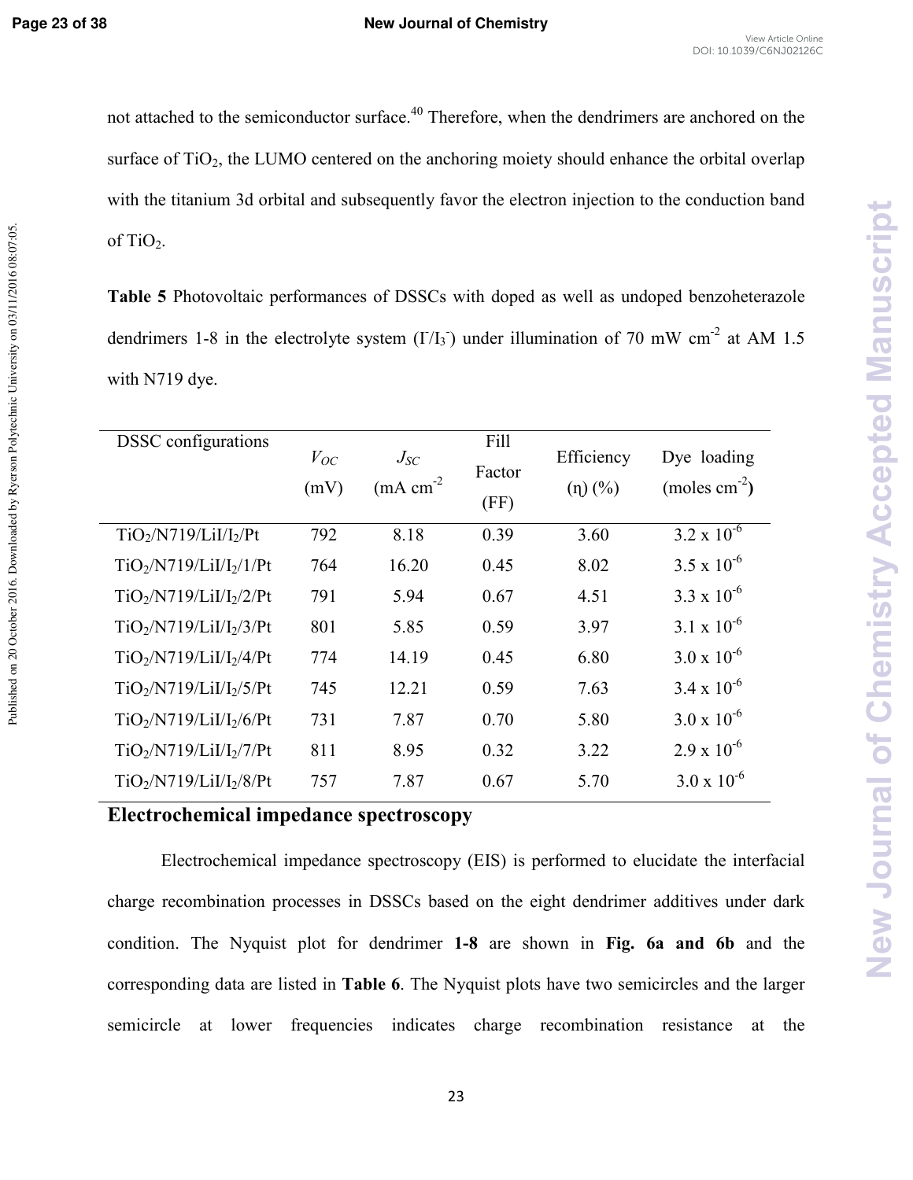not attached to the semiconductor surface.[40] Therefore, when the dendrimers are anchored on the surface of $TiO_2$, the LUMO centered on the anchoring moiety should enhance the orbital overlap with the titanium 3d orbital and subsequently favor the electron injection to the conduction band of $TiO_2$.

**Table 5** Photovoltaic performances of DSSCs with doped as well as undoped benzoheterazole dendrimers 1-8 in the electrolyte system ($I^-/I_3^-$) under illumination of 70 mW cm$^{-2}$ at AM 1.5 with N719 dye.

| DSSC configurations | $V_{OC}$ (mV) | $J_{SC}$ (mA cm$^{-2}$ | Fill Factor (FF) | Efficiency (η) (%) | Dye loading (moles cm$^{-2}$) |
|---|---|---|---|---|---|
| $TiO_2$/N719/LiI/$I_2$/Pt | 792 | 8.18 | 0.39 | 3.60 | 3.2 x $10^{-6}$ |
| $TiO_2$/N719/LiI/$I_2$/1/Pt | 764 | 16.20 | 0.45 | 8.02 | 3.5 x $10^{-6}$ |
| $TiO_2$/N719/LiI/$I_2$/2/Pt | 791 | 5.94 | 0.67 | 4.51 | 3.3 x $10^{-6}$ |
| $TiO_2$/N719/LiI/$I_2$/3/Pt | 801 | 5.85 | 0.59 | 3.97 | 3.1 x $10^{-6}$ |
| $TiO_2$/N719/LiI/$I_2$/4/Pt | 774 | 14.19 | 0.45 | 6.80 | 3.0 x $10^{-6}$ |
| $TiO_2$/N719/LiI/$I_2$/5/Pt | 745 | 12.21 | 0.59 | 7.63 | 3.4 x $10^{-6}$ |
| $TiO_2$/N719/LiI/$I_2$/6/Pt | 731 | 7.87 | 0.70 | 5.80 | 3.0 x $10^{-6}$ |
| $TiO_2$/N719/LiI/$I_2$/7/Pt | 811 | 8.95 | 0.32 | 3.22 | 2.9 x $10^{-6}$ |
| $TiO_2$/N719/LiI/$I_2$/8/Pt | 757 | 7.87 | 0.67 | 5.70 | 3.0 x $10^{-6}$ |

## Electrochemical impedance spectroscopy

Electrochemical impedance spectroscopy (EIS) is performed to elucidate the interfacial charge recombination processes in DSSCs based on the eight dendrimer additives under dark condition. The Nyquist plot for dendrimer **1-8** are shown in **Fig. 6a and 6b** and the corresponding data are listed in **Table 6**. The Nyquist plots have two semicircles and the larger semicircle at lower frequencies indicates charge recombination resistance at the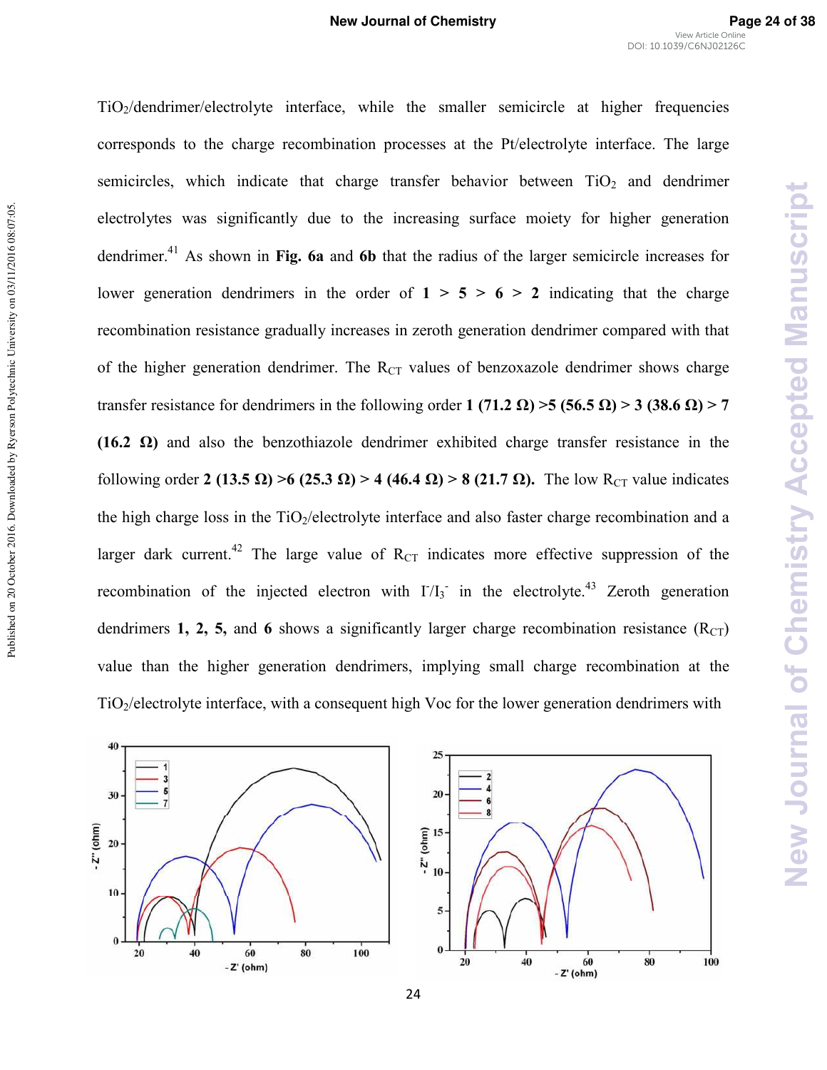TiO$_2$/dendrimer/electrolyte interface, while the smaller semicircle at higher frequencies corresponds to the charge recombination processes at the Pt/electrolyte interface. The large semicircles, which indicate that charge transfer behavior between TiO$_2$ and dendrimer electrolytes was significantly due to the increasing surface moiety for higher generation dendrimer.[41] As shown in **Fig. 6a** and **6b** that the radius of the larger semicircle increases for lower generation dendrimers in the order of **1** > **5** > **6** > **2** indicating that the charge recombination resistance gradually increases in zeroth generation dendrimer compared with that of the higher generation dendrimer. The $R_{CT}$ values of benzoxazole dendrimer shows charge transfer resistance for dendrimers in the following order **1 (71.2 Ω) >5 (56.5 Ω) > 3 (38.6 Ω) > 7 (16.2 Ω)** and also the benzothiazole dendrimer exhibited charge transfer resistance in the following order **2 (13.5 Ω) >6 (25.3 Ω) > 4 (46.4 Ω) > 8 (21.7 Ω).** The low $R_{CT}$ value indicates the high charge loss in the TiO$_2$/electrolyte interface and also faster charge recombination and a larger dark current.[42] The large value of $R_{CT}$ indicates more effective suppression of the recombination of the injected electron with $I^-/I_3^-$ in the electrolyte.[43] Zeroth generation dendrimers **1, 2, 5,** and **6** shows a significantly larger charge recombination resistance ($R_{CT}$) value than the higher generation dendrimers, implying small charge recombination at the TiO$_2$/electrolyte interface, with a consequent high Voc for the lower generation dendrimers with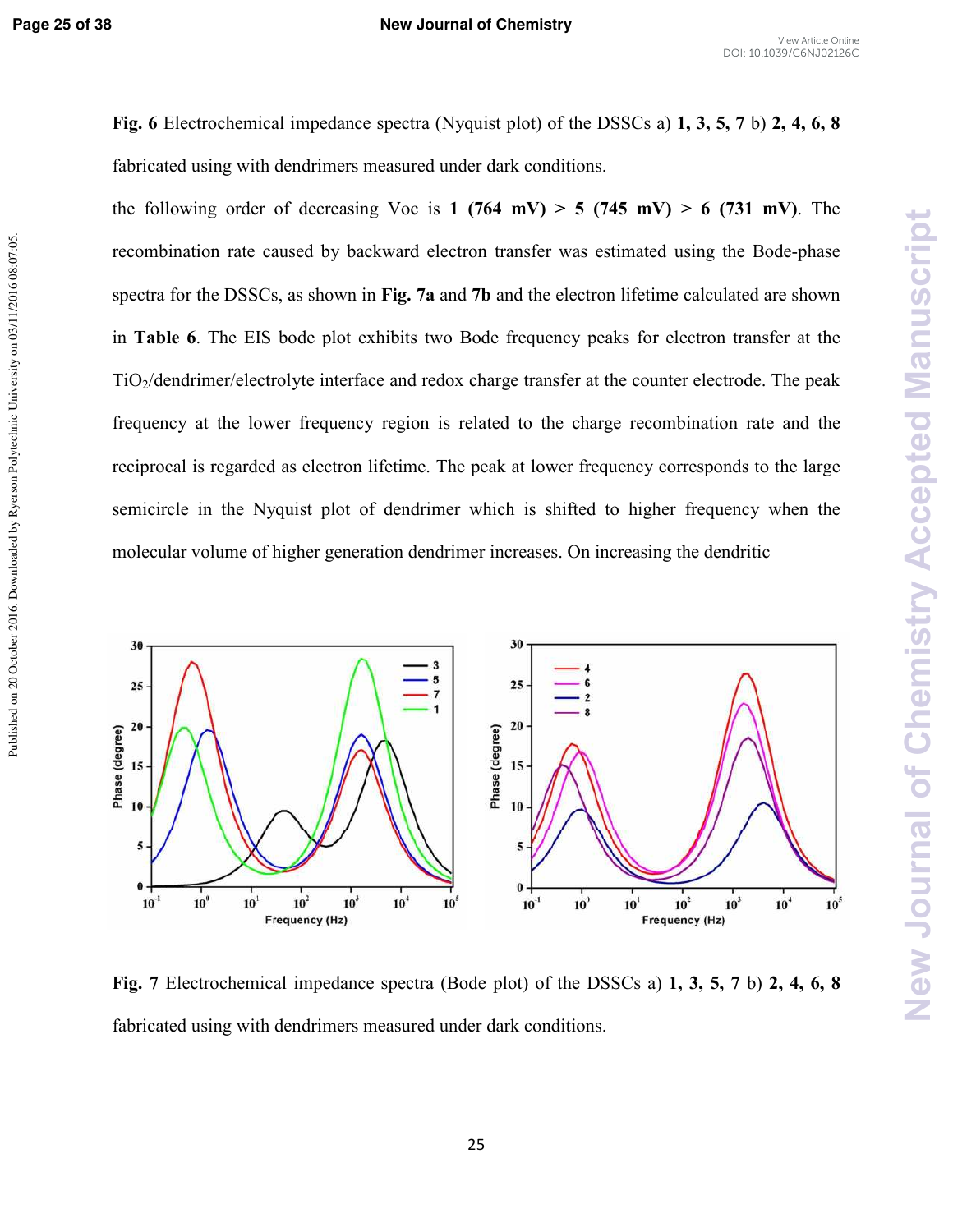**Fig. 6** Electrochemical impedance spectra (Nyquist plot) of the DSSCs a) **1, 3, 5, 7** b) **2, 4, 6, 8** fabricated using with dendrimers measured under dark conditions.

the following order of decreasing Voc is **1 (764 mV) > 5 (745 mV) > 6 (731 mV)**. The recombination rate caused by backward electron transfer was estimated using the Bode-phase spectra for the DSSCs, as shown in **Fig. 7a** and **7b** and the electron lifetime calculated are shown in **Table 6**. The EIS bode plot exhibits two Bode frequency peaks for electron transfer at the $TiO_2$/dendrimer/electrolyte interface and redox charge transfer at the counter electrode. The peak frequency at the lower frequency region is related to the charge recombination rate and the reciprocal is regarded as electron lifetime. The peak at lower frequency corresponds to the large semicircle in the Nyquist plot of dendrimer which is shifted to higher frequency when the molecular volume of higher generation dendrimer increases. On increasing the dendritic

**Fig. 7** Electrochemical impedance spectra (Bode plot) of the DSSCs a) **1, 3, 5, 7** b) **2, 4, 6, 8** fabricated using with dendrimers measured under dark conditions.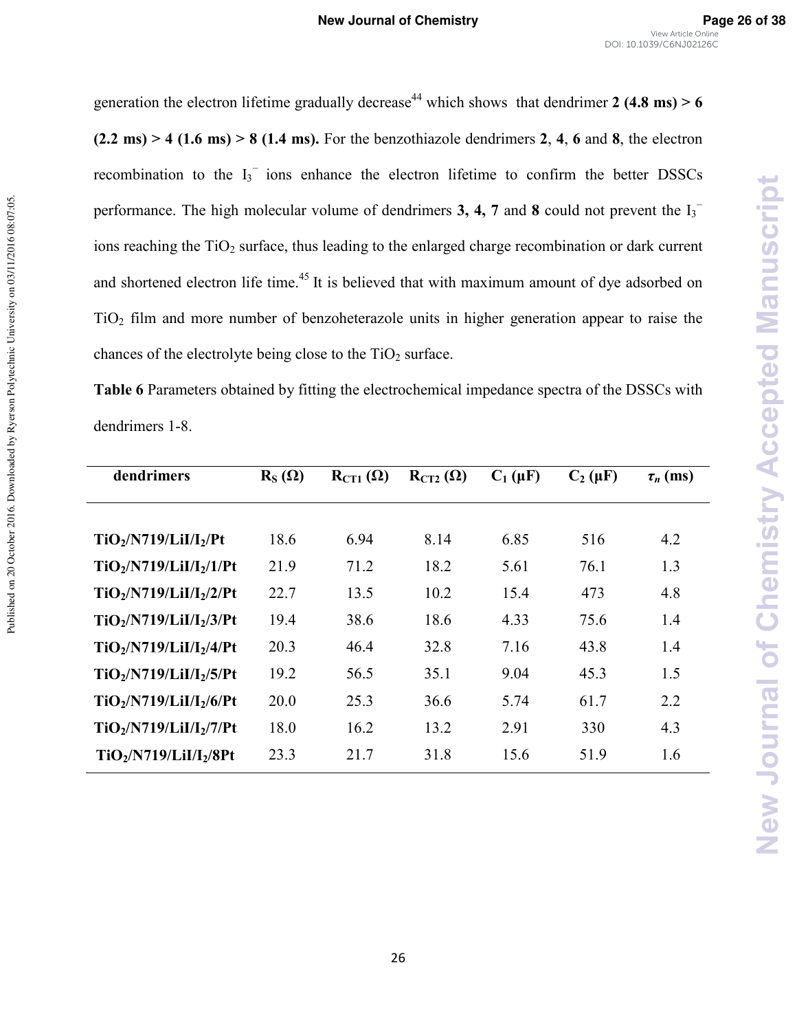generation the electron lifetime gradually decrease[44] which shows that dendrimer **2 (4.8 ms) > 6 (2.2 ms) > 4 (1.6 ms) > 8 (1.4 ms).** For the benzothiazole dendrimers **2**, **4**, **6** and **8**, the electron recombination to the $I_3^-$ ions enhance the electron lifetime to confirm the better DSSCs performance. The high molecular volume of dendrimers **3, 4, 7** and **8** could not prevent the $I_3^-$ ions reaching the $TiO_2$ surface, thus leading to the enlarged charge recombination or dark current and shortened electron life time.[45] It is believed that with maximum amount of dye adsorbed on $TiO_2$ film and more number of benzoheterazole units in higher generation appear to raise the chances of the electrolyte being close to the $TiO_2$ surface.

**Table 6** Parameters obtained by fitting the electrochemical impedance spectra of the DSSCs with dendrimers 1-8.

| dendrimers | $R_S$ (Ω) | $R_{CT1}$ (Ω) | $R_{CT2}$ (Ω) | $C_1$ (μF) | $C_2$ (μF) | $\tau_n$ (ms) |
|---|---|---|---|---|---|---|
| $TiO_2$/N719/LiI/$I_2$/Pt | 18.6 | 6.94 | 8.14 | 6.85 | 516 | 4.2 |
| $TiO_2$/N719/LiI/$I_2$/1/Pt | 21.9 | 71.2 | 18.2 | 5.61 | 76.1 | 1.3 |
| $TiO_2$/N719/LiI/$I_2$/2/Pt | 22.7 | 13.5 | 10.2 | 15.4 | 473 | 4.8 |
| $TiO_2$/N719/LiI/$I_2$/3/Pt | 19.4 | 38.6 | 18.6 | 4.33 | 75.6 | 1.4 |
| $TiO_2$/N719/LiI/$I_2$/4/Pt | 20.3 | 46.4 | 32.8 | 7.16 | 43.8 | 1.4 |
| $TiO_2$/N719/LiI/$I_2$/5/Pt | 19.2 | 56.5 | 35.1 | 9.04 | 45.3 | 1.5 |
| $TiO_2$/N719/LiI/$I_2$/6/Pt | 20.0 | 25.3 | 36.6 | 5.74 | 61.7 | 2.2 |
| $TiO_2$/N719/LiI/$I_2$/7/Pt | 18.0 | 16.2 | 13.2 | 2.91 | 330 | 4.3 |
| $TiO_2$/N719/LiI/$I_2$/8Pt | 23.3 | 21.7 | 31.8 | 15.6 | 51.9 | 1.6 |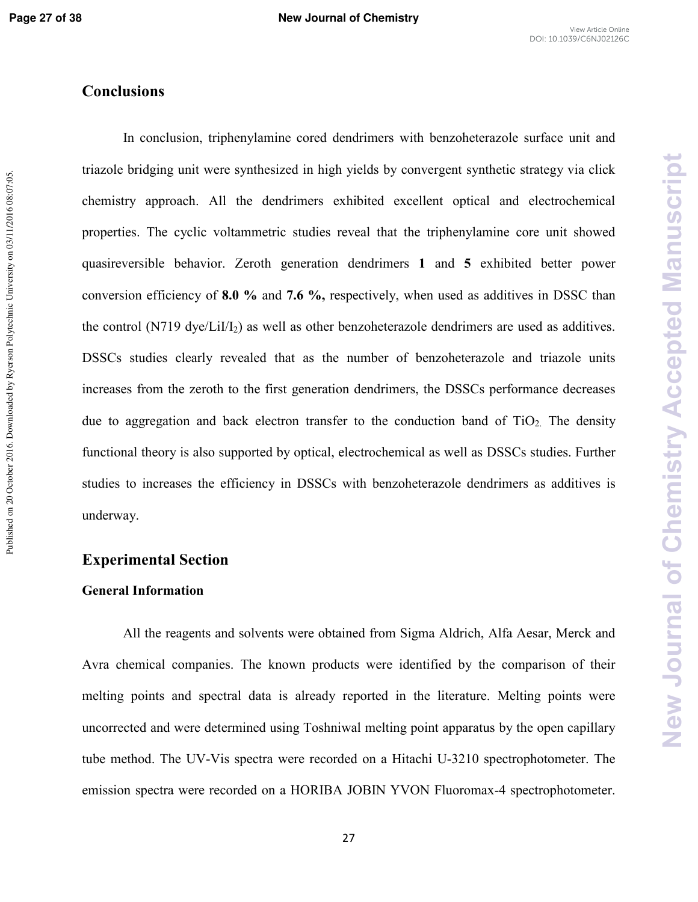## Conclusions

In conclusion, triphenylamine cored dendrimers with benzoheterazole surface unit and triazole bridging unit were synthesized in high yields by convergent synthetic strategy via click chemistry approach. All the dendrimers exhibited excellent optical and electrochemical properties. The cyclic voltammetric studies reveal that the triphenylamine core unit showed quasireversible behavior. Zeroth generation dendrimers **1** and **5** exhibited better power conversion efficiency of **8.0 %** and **7.6 %,** respectively, when used as additives in DSSC than the control (N719 dye/LiI/$I_2$) as well as other benzoheterazole dendrimers are used as additives. DSSCs studies clearly revealed that as the number of benzoheterazole and triazole units increases from the zeroth to the first generation dendrimers, the DSSCs performance decreases due to aggregation and back electron transfer to the conduction band of $TiO_2$. The density functional theory is also supported by optical, electrochemical as well as DSSCs studies. Further studies to increases the efficiency in DSSCs with benzoheterazole dendrimers as additives is underway.

## Experimental Section

### General Information

All the reagents and solvents were obtained from Sigma Aldrich, Alfa Aesar, Merck and Avra chemical companies. The known products were identified by the comparison of their melting points and spectral data is already reported in the literature. Melting points were uncorrected and were determined using Toshniwal melting point apparatus by the open capillary tube method. The UV-Vis spectra were recorded on a Hitachi U-3210 spectrophotometer. The emission spectra were recorded on a HORIBA JOBIN YVON Fluoromax-4 spectrophotometer.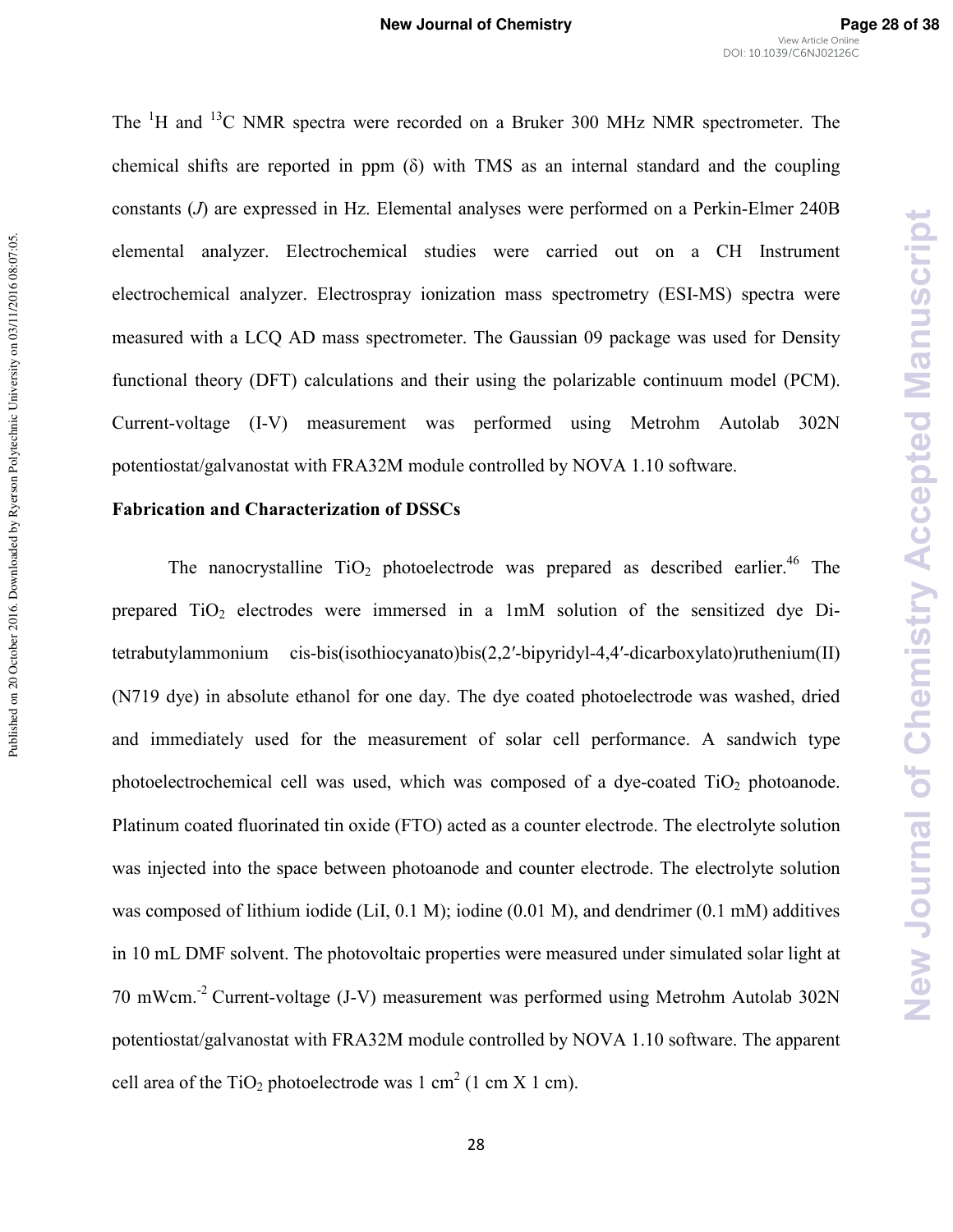The $^{1}H$ and $^{13}C$ NMR spectra were recorded on a Bruker 300 MHz NMR spectrometer. The chemical shifts are reported in ppm (δ) with TMS as an internal standard and the coupling constants (*J*) are expressed in Hz. Elemental analyses were performed on a Perkin-Elmer 240B elemental analyzer. Electrochemical studies were carried out on a CH Instrument electrochemical analyzer. Electrospray ionization mass spectrometry (ESI-MS) spectra were measured with a LCQ AD mass spectrometer. The Gaussian 09 package was used for Density functional theory (DFT) calculations and their using the polarizable continuum model (PCM). Current-voltage (I-V) measurement was performed using Metrohm Autolab 302N potentiostat/galvanostat with FRA32M module controlled by NOVA 1.10 software.

**Fabrication and Characterization of DSSCs**

The nanocrystalline $TiO_2$ photoelectrode was prepared as described earlier.[46] The prepared $TiO_2$ electrodes were immersed in a 1mM solution of the sensitized dye Di-tetrabutylammonium cis-bis(isothiocyanato)bis(2,2′-bipyridyl-4,4′-dicarboxylato)ruthenium(II) (N719 dye) in absolute ethanol for one day. The dye coated photoelectrode was washed, dried and immediately used for the measurement of solar cell performance. A sandwich type photoelectrochemical cell was used, which was composed of a dye-coated $TiO_2$ photoanode. Platinum coated fluorinated tin oxide (FTO) acted as a counter electrode. The electrolyte solution was injected into the space between photoanode and counter electrode. The electrolyte solution was composed of lithium iodide (LiI, 0.1 M); iodine (0.01 M), and dendrimer (0.1 mM) additives in 10 mL DMF solvent. The photovoltaic properties were measured under simulated solar light at 70 $mWcm.^{-2}$ Current-voltage (J-V) measurement was performed using Metrohm Autolab 302N potentiostat/galvanostat with FRA32M module controlled by NOVA 1.10 software. The apparent cell area of the $TiO_2$ photoelectrode was 1 $cm^2$ (1 cm X 1 cm).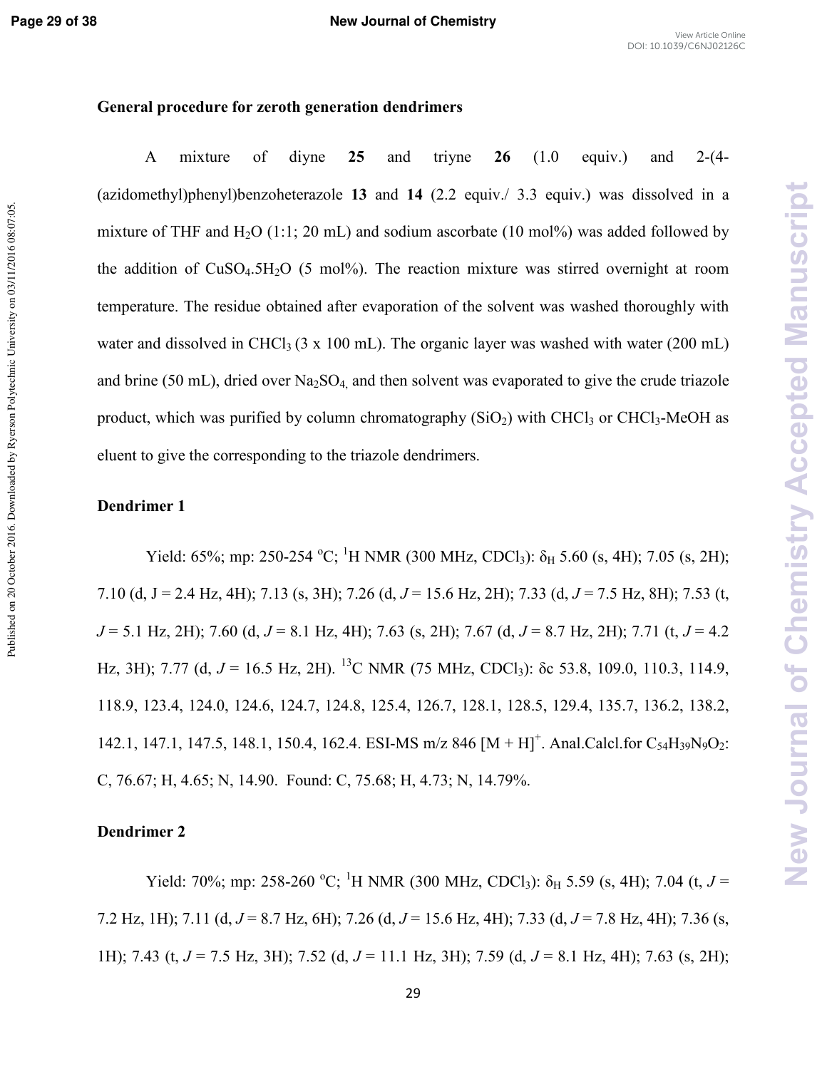### General procedure for zeroth generation dendrimers

A mixture of diyne **25** and triyne **26** (1.0 equiv.) and 2-(4-(azidomethyl)phenyl)benzoheterazole **13** and **14** (2.2 equiv./ 3.3 equiv.) was dissolved in a mixture of THF and $H_2O$ (1:1; 20 mL) and sodium ascorbate (10 mol%) was added followed by the addition of $CuSO_4.5H_2O$ (5 mol%). The reaction mixture was stirred overnight at room temperature. The residue obtained after evaporation of the solvent was washed thoroughly with water and dissolved in $CHCl_3$ (3 x 100 mL). The organic layer was washed with water (200 mL) and brine (50 mL), dried over $Na_2SO_4$, and then solvent was evaporated to give the crude triazole product, which was purified by column chromatography ($SiO_2$) with $CHCl_3$ or $CHCl_3$-MeOH as eluent to give the corresponding to the triazole dendrimers.

### Dendrimer 1

Yield: 65%; mp: 250-254 $^{o}$C; $^{1}$H NMR (300 MHz, $CDCl_3$): $\delta_H$ 5.60 (s, 4H); 7.05 (s, 2H); 7.10 (d, J = 2.4 Hz, 4H); 7.13 (s, 3H); 7.26 (d, *J* = 15.6 Hz, 2H); 7.33 (d, *J* = 7.5 Hz, 8H); 7.53 (t, *J* = 5.1 Hz, 2H); 7.60 (d, *J* = 8.1 Hz, 4H); 7.63 (s, 2H); 7.67 (d, *J* = 8.7 Hz, 2H); 7.71 (t, *J* = 4.2 Hz, 3H); 7.77 (d, *J* = 16.5 Hz, 2H). $^{13}$C NMR (75 MHz, $CDCl_3$): δc 53.8, 109.0, 110.3, 114.9, 118.9, 123.4, 124.0, 124.6, 124.7, 124.8, 125.4, 126.7, 128.1, 128.5, 129.4, 135.7, 136.2, 138.2, 142.1, 147.1, 147.5, 148.1, 150.4, 162.4. ESI-MS m/z 846 $[M + H]^+$. Anal.Calcl.for $C_{54}H_{39}N_9O_2$: C, 76.67; H, 4.65; N, 14.90. Found: C, 75.68; H, 4.73; N, 14.79%.

### Dendrimer 2

Yield: 70%; mp: 258-260 $^{o}$C; $^{1}$H NMR (300 MHz, $CDCl_3$): $\delta_H$ 5.59 (s, 4H); 7.04 (t, *J* = 7.2 Hz, 1H); 7.11 (d, *J* = 8.7 Hz, 6H); 7.26 (d, *J* = 15.6 Hz, 4H); 7.33 (d, *J* = 7.8 Hz, 4H); 7.36 (s, 1H); 7.43 (t, *J* = 7.5 Hz, 3H); 7.52 (d, *J* = 11.1 Hz, 3H); 7.59 (d, *J* = 8.1 Hz, 4H); 7.63 (s, 2H);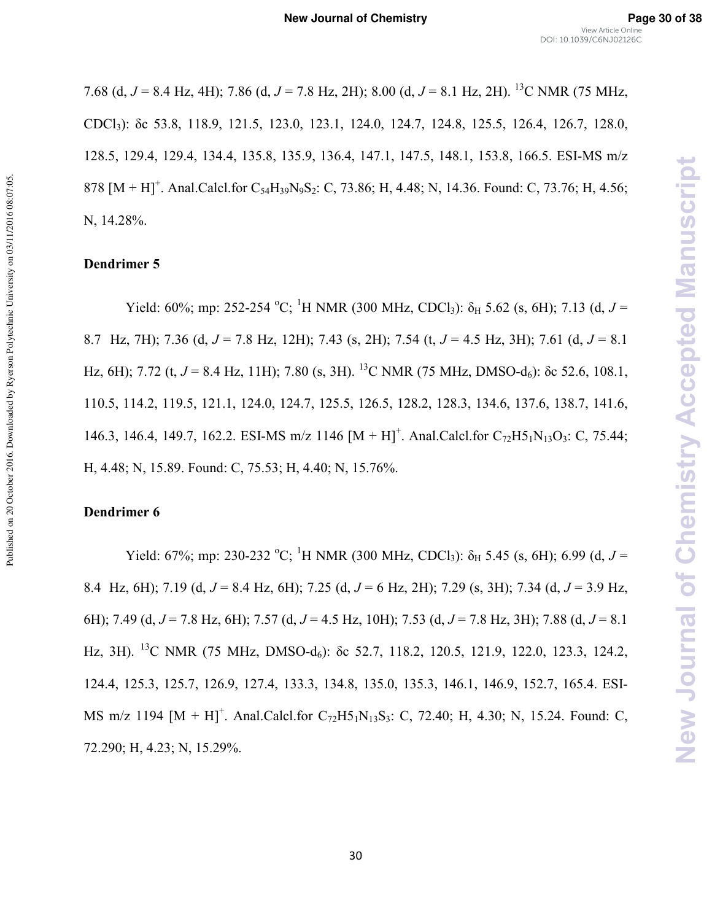7.68 (d, $J$ = 8.4 Hz, 4H); 7.86 (d, $J$ = 7.8 Hz, 2H); 8.00 (d, $J$ = 8.1 Hz, 2H). $^{13}$C NMR (75 MHz, $CDCl_3$): δc 53.8, 118.9, 121.5, 123.0, 123.1, 124.0, 124.7, 124.8, 125.5, 126.4, 126.7, 128.0, 128.5, 129.4, 129.4, 134.4, 135.8, 135.9, 136.4, 147.1, 147.5, 148.1, 153.8, 166.5. ESI-MS m/z 878 $[M + H]^+$. Anal.Calcl.for $C_{54}H_{39}N_9S_2$: C, 73.86; H, 4.48; N, 14.36. Found: C, 73.76; H, 4.56; N, 14.28%.

**Dendrimer 5**

Yield: 60%; mp: 252-254 °C; $^1$H NMR (300 MHz, $CDCl_3$): $\delta_H$ 5.62 (s, 6H); 7.13 (d, $J$ = 8.7 Hz, 7H); 7.36 (d, $J$ = 7.8 Hz, 12H); 7.43 (s, 2H); 7.54 (t, $J$ = 4.5 Hz, 3H); 7.61 (d, $J$ = 8.1 Hz, 6H); 7.72 (t, $J$ = 8.4 Hz, 11H); 7.80 (s, 3H). $^{13}$C NMR (75 MHz, DMSO-$d_6$): δc 52.6, 108.1, 110.5, 114.2, 119.5, 121.1, 124.0, 124.7, 125.5, 126.5, 128.2, 128.3, 134.6, 137.6, 138.7, 141.6, 146.3, 146.4, 149.7, 162.2. ESI-MS m/z 1146 $[M + H]^+$. Anal.Calcl.for $C_{72}H5_1N_{13}O_3$: C, 75.44; H, 4.48; N, 15.89. Found: C, 75.53; H, 4.40; N, 15.76%.

**Dendrimer 6**

Yield: 67%; mp: 230-232 °C; $^1$H NMR (300 MHz, $CDCl_3$): $\delta_H$ 5.45 (s, 6H); 6.99 (d, $J$ = 8.4 Hz, 6H); 7.19 (d, $J$ = 8.4 Hz, 6H); 7.25 (d, $J$ = 6 Hz, 2H); 7.29 (s, 3H); 7.34 (d, $J$ = 3.9 Hz, 6H); 7.49 (d, $J$ = 7.8 Hz, 6H); 7.57 (d, $J$ = 4.5 Hz, 10H); 7.53 (d, $J$ = 7.8 Hz, 3H); 7.88 (d, $J$ = 8.1 Hz, 3H). $^{13}$C NMR (75 MHz, DMSO-$d_6$): δc 52.7, 118.2, 120.5, 121.9, 122.0, 123.3, 124.2, 124.4, 125.3, 125.7, 126.9, 127.4, 133.3, 134.8, 135.0, 135.3, 146.1, 146.9, 152.7, 165.4. ESI-MS m/z 1194 $[M + H]^+$. Anal.Calcl.for $C_{72}H5_1N_{13}S_3$: C, 72.40; H, 4.30; N, 15.24. Found: C, 72.290; H, 4.23; N, 15.29%.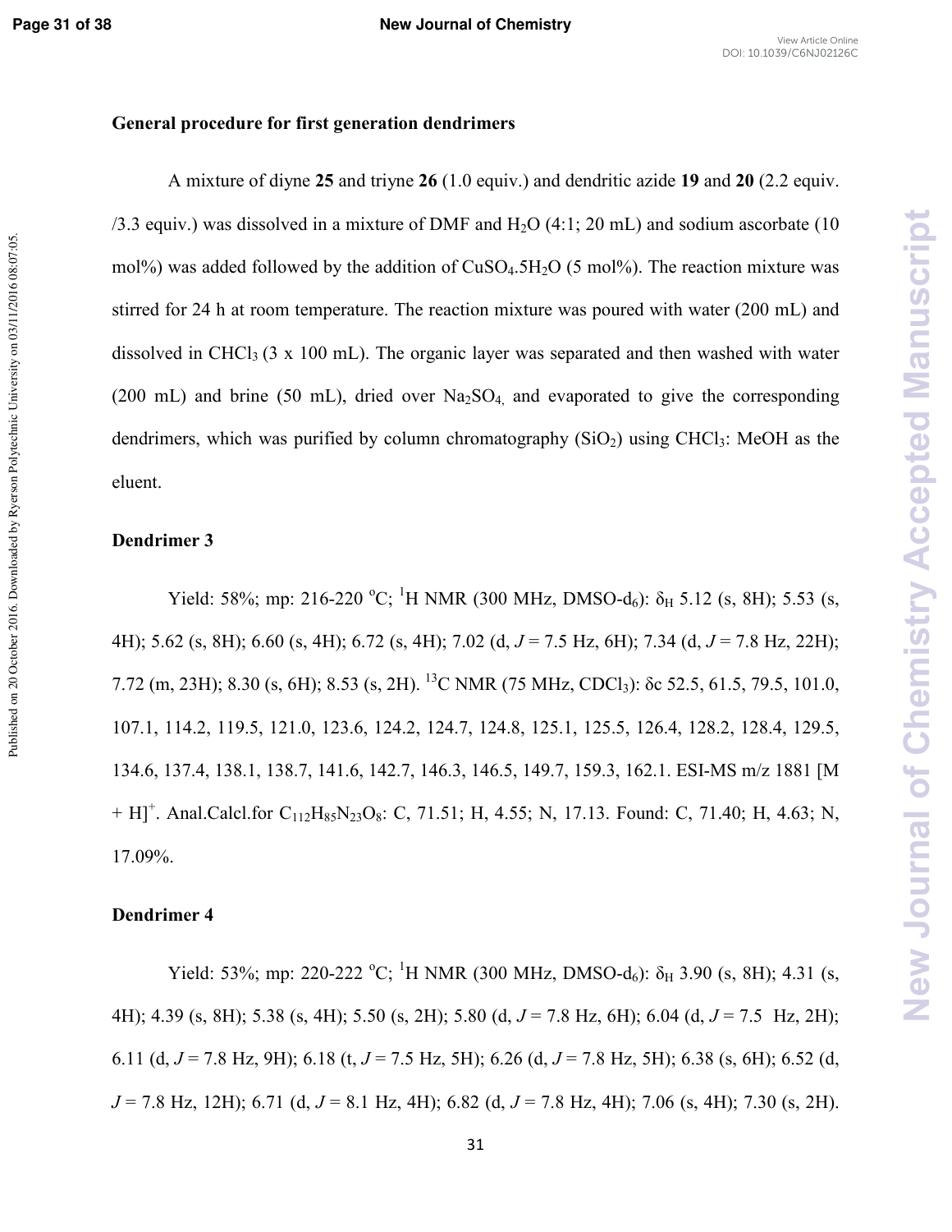## General procedure for first generation dendrimers

A mixture of diyne **25** and triyne **26** (1.0 equiv.) and dendritic azide **19** and **20** (2.2 equiv. /3.3 equiv.) was dissolved in a mixture of DMF and $H_2O$ (4:1; 20 mL) and sodium ascorbate (10 mol%) was added followed by the addition of $CuSO_4.5H_2O$ (5 mol%). The reaction mixture was stirred for 24 h at room temperature. The reaction mixture was poured with water (200 mL) and dissolved in $CHCl_3$ (3 x 100 mL). The organic layer was separated and then washed with water (200 mL) and brine (50 mL), dried over $Na_2SO_4$, and evaporated to give the corresponding dendrimers, which was purified by column chromatography ($SiO_2$) using $CHCl_3$: MeOH as the eluent.

### Dendrimer 3

Yield: 58%; mp: 216-220 °C; $^1$H NMR (300 MHz, DMSO-d$_6$): $\delta_H$ 5.12 (s, 8H); 5.53 (s, 4H); 5.62 (s, 8H); 6.60 (s, 4H); 6.72 (s, 4H); 7.02 (d, *J* = 7.5 Hz, 6H); 7.34 (d, *J* = 7.8 Hz, 22H); 7.72 (m, 23H); 8.30 (s, 6H); 8.53 (s, 2H). $^{13}$C NMR (75 MHz, CDCl$_3$): δc 52.5, 61.5, 79.5, 101.0, 107.1, 114.2, 119.5, 121.0, 123.6, 124.2, 124.7, 124.8, 125.1, 125.5, 126.4, 128.2, 128.4, 129.5, 134.6, 137.4, 138.1, 138.7, 141.6, 142.7, 146.3, 146.5, 149.7, 159.3, 162.1. ESI-MS m/z 1881 [M + H]$^+$. Anal.Calcl.for $C_{112}H_{85}N_{23}O_8$: C, 71.51; H, 4.55; N, 17.13. Found: C, 71.40; H, 4.63; N, 17.09%.

### Dendrimer 4

Yield: 53%; mp: 220-222 °C; $^1$H NMR (300 MHz, DMSO-d$_6$): $\delta_H$ 3.90 (s, 8H); 4.31 (s, 4H); 4.39 (s, 8H); 5.38 (s, 4H); 5.50 (s, 2H); 5.80 (d, *J* = 7.8 Hz, 6H); 6.04 (d, *J* = 7.5 Hz, 2H); 6.11 (d, *J* = 7.8 Hz, 9H); 6.18 (t, *J* = 7.5 Hz, 5H); 6.26 (d, *J* = 7.8 Hz, 5H); 6.38 (s, 6H); 6.52 (d, *J* = 7.8 Hz, 12H); 6.71 (d, *J* = 8.1 Hz, 4H); 6.82 (d, *J* = 7.8 Hz, 4H); 7.06 (s, 4H); 7.30 (s, 2H).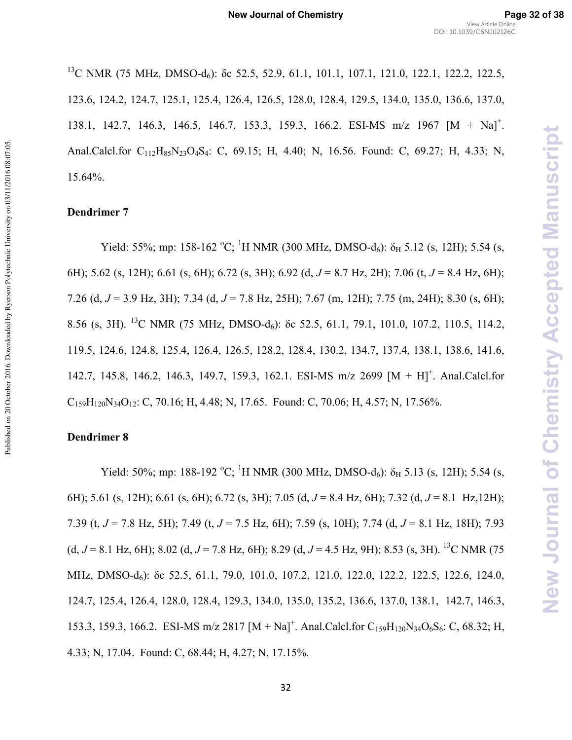$^{13}C$ NMR (75 MHz, DMSO-$d_6$): δc 52.5, 52.9, 61.1, 101.1, 107.1, 121.0, 122.1, 122.2, 122.5, 123.6, 124.2, 124.7, 125.1, 125.4, 126.4, 126.5, 128.0, 128.4, 129.5, 134.0, 135.0, 136.6, 137.0, 138.1, 142.7, 146.3, 146.5, 146.7, 153.3, 159.3, 166.2. ESI-MS m/z 1967 $[M + Na]^+$. Anal.Calcl.for $C_{112}H_{85}N_{23}O_4S_4$: C, 69.15; H, 4.40; N, 16.56. Found: C, 69.27; H, 4.33; N, 15.64%.

**Dendrimer 7**

Yield: 55%; mp: 158-162 °C; $^1H$ NMR (300 MHz, DMSO-$d_6$): $\delta_H$ 5.12 (s, 12H); 5.54 (s, 6H); 5.62 (s, 12H); 6.61 (s, 6H); 6.72 (s, 3H); 6.92 (d, $J$ = 8.7 Hz, 2H); 7.06 (t, $J$ = 8.4 Hz, 6H); 7.26 (d, $J$ = 3.9 Hz, 3H); 7.34 (d, $J$ = 7.8 Hz, 25H); 7.67 (m, 12H); 7.75 (m, 24H); 8.30 (s, 6H); 8.56 (s, 3H). $^{13}C$ NMR (75 MHz, DMSO-$d_6$): δc 52.5, 61.1, 79.1, 101.0, 107.2, 110.5, 114.2, 119.5, 124.6, 124.8, 125.4, 126.4, 126.5, 128.2, 128.4, 130.2, 134.7, 137.4, 138.1, 138.6, 141.6, 142.7, 145.8, 146.2, 146.3, 149.7, 159.3, 162.1. ESI-MS m/z 2699 $[M + H]^+$. Anal.Calcl.for $C_{159}H_{120}N_{34}O_{12}$: C, 70.16; H, 4.48; N, 17.65. Found: C, 70.06; H, 4.57; N, 17.56%.

**Dendrimer 8**

Yield: 50%; mp: 188-192 °C; $^1H$ NMR (300 MHz, DMSO-$d_6$): $\delta_H$ 5.13 (s, 12H); 5.54 (s, 6H); 5.61 (s, 12H); 6.61 (s, 6H); 6.72 (s, 3H); 7.05 (d, $J$ = 8.4 Hz, 6H); 7.32 (d, $J$ = 8.1 Hz,12H); 7.39 (t, $J$ = 7.8 Hz, 5H); 7.49 (t, $J$ = 7.5 Hz, 6H); 7.59 (s, 10H); 7.74 (d, $J$ = 8.1 Hz, 18H); 7.93 (d, $J$ = 8.1 Hz, 6H); 8.02 (d, $J$ = 7.8 Hz, 6H); 8.29 (d, $J$ = 4.5 Hz, 9H); 8.53 (s, 3H). $^{13}C$ NMR (75 MHz, DMSO-$d_6$): δc 52.5, 61.1, 79.0, 101.0, 107.2, 121.0, 122.0, 122.2, 122.5, 122.6, 124.0, 124.7, 125.4, 126.4, 128.0, 128.4, 129.3, 134.0, 135.0, 135.2, 136.6, 137.0, 138.1, 142.7, 146.3, 153.3, 159.3, 166.2. ESI-MS m/z 2817 $[M + Na]^+$. Anal.Calcl.for $C_{159}H_{120}N_{34}O_6S_6$: C, 68.32; H, 4.33; N, 17.04. Found: C, 68.44; H, 4.27; N, 17.15%.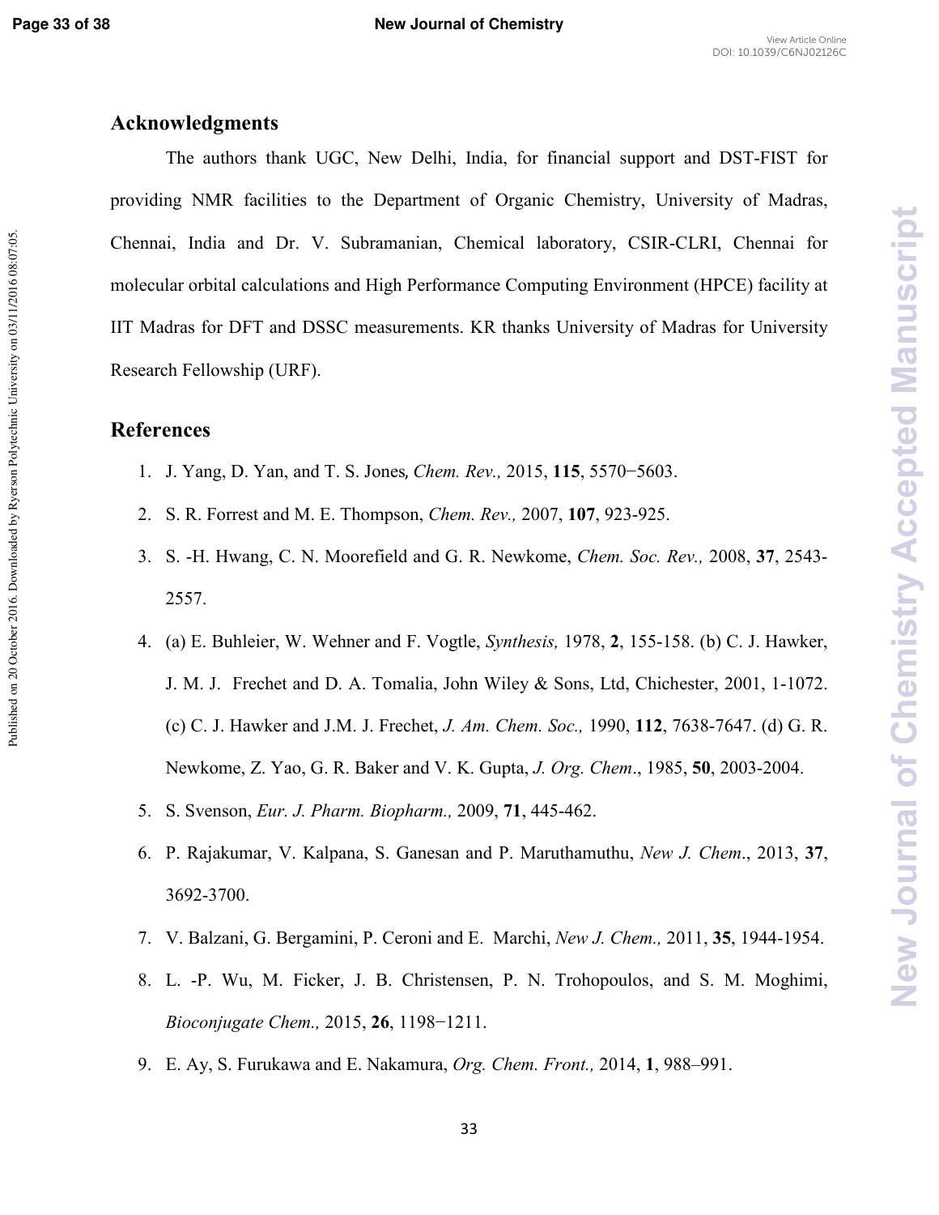## Acknowledgments

The authors thank UGC, New Delhi, India, for financial support and DST-FIST for providing NMR facilities to the Department of Organic Chemistry, University of Madras, Chennai, India and Dr. V. Subramanian, Chemical laboratory, CSIR-CLRI, Chennai for molecular orbital calculations and High Performance Computing Environment (HPCE) facility at IIT Madras for DFT and DSSC measurements. KR thanks University of Madras for University Research Fellowship (URF).

## References

1. J. Yang, D. Yan, and T. S. Jones, *Chem. Rev.,* 2015, **115**, 5570−5603.
2. S. R. Forrest and M. E. Thompson, *Chem. Rev.,* 2007, **107**, 923-925.
3. S. -H. Hwang, C. N. Moorefield and G. R. Newkome, *Chem. Soc. Rev.,* 2008, **37**, 2543-2557.
4. (a) E. Buhleier, W. Wehner and F. Vogtle, *Synthesis,* 1978, **2**, 155-158. (b) C. J. Hawker, J. M. J. Frechet and D. A. Tomalia, John Wiley & Sons, Ltd, Chichester, 2001, 1-1072. (c) C. J. Hawker and J.M. J. Frechet, *J. Am. Chem. Soc.,* 1990, **112**, 7638-7647. (d) G. R. Newkome, Z. Yao, G. R. Baker and V. K. Gupta, *J. Org. Chem*., 1985, **50**, 2003-2004.
5. S. Svenson, *Eur. J. Pharm. Biopharm.,* 2009, **71**, 445-462.
6. P. Rajakumar, V. Kalpana, S. Ganesan and P. Maruthamuthu, *New J. Chem*., 2013, **37**, 3692-3700.
7. V. Balzani, G. Bergamini, P. Ceroni and E. Marchi, *New J. Chem.,* 2011, **35**, 1944-1954.
8. L. -P. Wu, M. Ficker, J. B. Christensen, P. N. Trohopoulos, and S. M. Moghimi, *Bioconjugate Chem.,* 2015, **26**, 1198−1211.
9. E. Ay, S. Furukawa and E. Nakamura, *Org. Chem. Front.,* 2014, **1**, 988–991.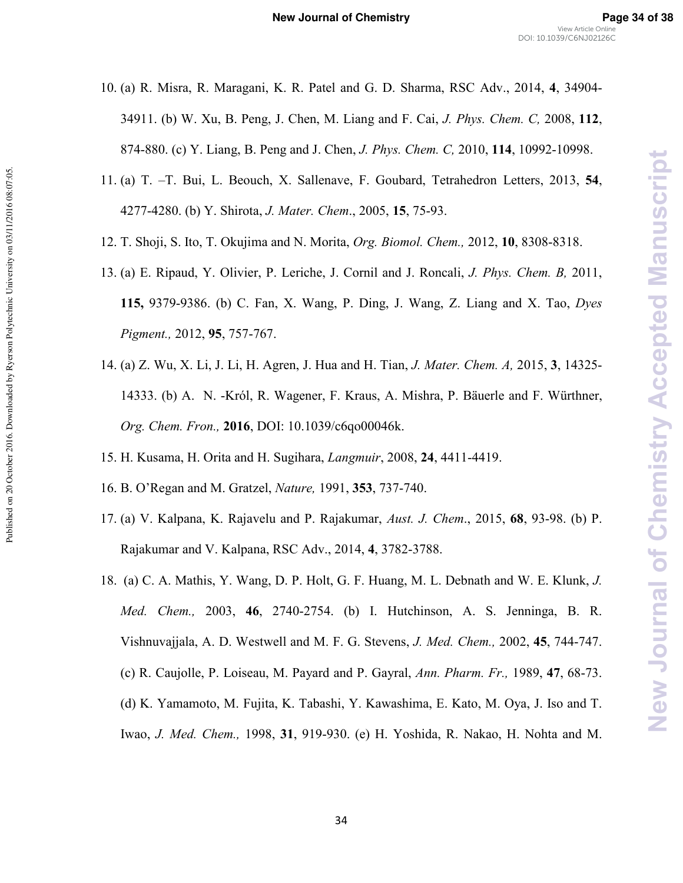10. (a) R. Misra, R. Maragani, K. R. Patel and G. D. Sharma, RSC Adv., 2014, **4**, 34904-34911. (b) W. Xu, B. Peng, J. Chen, M. Liang and F. Cai, *J. Phys. Chem. C,* 2008, **112**, 874-880. (c) Y. Liang, B. Peng and J. Chen, *J. Phys. Chem. C,* 2010, **114**, 10992-10998.

11. (a) T. –T. Bui, L. Beouch, X. Sallenave, F. Goubard, Tetrahedron Letters, 2013, **54**, 4277-4280. (b) Y. Shirota, *J. Mater. Chem*., 2005, **15**, 75-93.

12. T. Shoji, S. Ito, T. Okujima and N. Morita, *Org. Biomol. Chem.,* 2012, **10**, 8308-8318.

13. (a) E. Ripaud, Y. Olivier, P. Leriche, J. Cornil and J. Roncali, *J. Phys. Chem. B,* 2011, **115,** 9379-9386. (b) C. Fan, X. Wang, P. Ding, J. Wang, Z. Liang and X. Tao, *Dyes Pigment.,* 2012, **95**, 757-767.

14. (a) Z. Wu, X. Li, J. Li, H. Agren, J. Hua and H. Tian, *J. Mater. Chem. A,* 2015, **3**, 14325-14333. (b) A. N. -Król, R. Wagener, F. Kraus, A. Mishra, P. Bäuerle and F. Würthner, *Org. Chem. Fron.,* **2016**, DOI: 10.1039/c6qo00046k.

15. H. Kusama, H. Orita and H. Sugihara, *Langmuir*, 2008, **24**, 4411-4419.

16. B. O'Regan and M. Gratzel, *Nature,* 1991, **353**, 737-740.

17. (a) V. Kalpana, K. Rajavelu and P. Rajakumar, *Aust. J. Chem*., 2015, **68**, 93-98. (b) P. Rajakumar and V. Kalpana, RSC Adv., 2014, **4**, 3782-3788.

18. (a) C. A. Mathis, Y. Wang, D. P. Holt, G. F. Huang, M. L. Debnath and W. E. Klunk, *J. Med. Chem.,* 2003, **46**, 2740-2754. (b) I. Hutchinson, A. S. Jenninga, B. R. Vishnuvajjala, A. D. Westwell and M. F. G. Stevens, *J. Med. Chem.,* 2002, **45**, 744-747. (c) R. Caujolle, P. Loiseau, M. Payard and P. Gayral, *Ann. Pharm. Fr.,* 1989, **47**, 68-73. (d) K. Yamamoto, M. Fujita, K. Tabashi, Y. Kawashima, E. Kato, M. Oya, J. Iso and T. Iwao, *J. Med. Chem.,* 1998, **31**, 919-930. (e) H. Yoshida, R. Nakao, H. Nohta and M.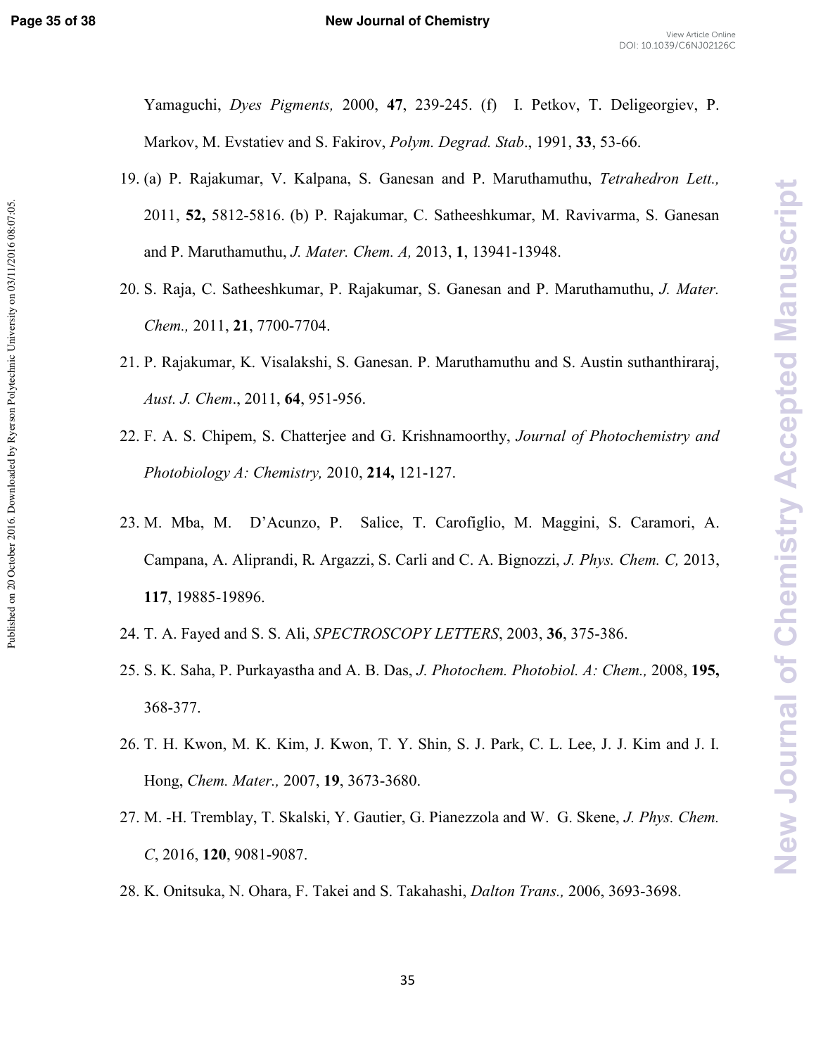Yamaguchi, *Dyes Pigments,* 2000, **47**, 239-245. (f) I. Petkov, T. Deligeorgiev, P. Markov, M. Evstatiev and S. Fakirov, *Polym. Degrad. Stab*., 1991, **33**, 53-66.

19. (a) P. Rajakumar, V. Kalpana, S. Ganesan and P. Maruthamuthu, *Tetrahedron Lett.,* 2011, **52,** 5812-5816. (b) P. Rajakumar, C. Satheeshkumar, M. Ravivarma, S. Ganesan and P. Maruthamuthu, *J. Mater. Chem. A,* 2013, **1**, 13941-13948.
20. S. Raja, C. Satheeshkumar, P. Rajakumar, S. Ganesan and P. Maruthamuthu, *J. Mater. Chem.,* 2011, **21**, 7700-7704.
21. P. Rajakumar, K. Visalakshi, S. Ganesan. P. Maruthamuthu and S. Austin suthanthiraraj, *Aust. J. Chem*., 2011, **64**, 951-956.
22. F. A. S. Chipem, S. Chatterjee and G. Krishnamoorthy, *Journal of Photochemistry and Photobiology A: Chemistry,* 2010, **214,** 121-127.
23. M. Mba, M. D'Acunzo, P. Salice, T. Carofiglio, M. Maggini, S. Caramori, A. Campana, A. Aliprandi, R. Argazzi, S. Carli and C. A. Bignozzi, *J. Phys. Chem. C,* 2013, **117**, 19885-19896.
24. T. A. Fayed and S. S. Ali, *SPECTROSCOPY LETTERS*, 2003, **36**, 375-386.
25. S. K. Saha, P. Purkayastha and A. B. Das, *J. Photochem. Photobiol. A: Chem.,* 2008, **195,** 368-377.
26. T. H. Kwon, M. K. Kim, J. Kwon, T. Y. Shin, S. J. Park, C. L. Lee, J. J. Kim and J. I. Hong, *Chem. Mater.,* 2007, **19**, 3673-3680.
27. M. -H. Tremblay, T. Skalski, Y. Gautier, G. Pianezzola and W. G. Skene, *J. Phys. Chem. C*, 2016, **120**, 9081-9087.
28. K. Onitsuka, N. Ohara, F. Takei and S. Takahashi, *Dalton Trans.,* 2006, 3693-3698.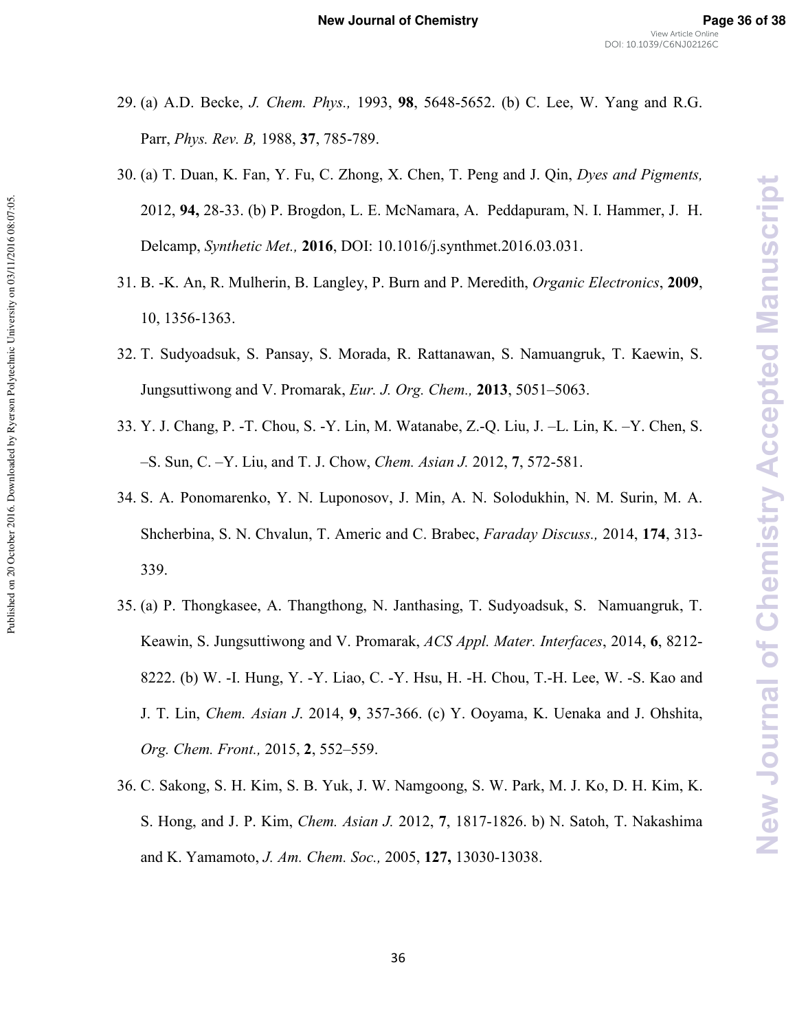29. (a) A.D. Becke, *J. Chem. Phys.,* 1993, **98**, 5648-5652. (b) C. Lee, W. Yang and R.G. Parr, *Phys. Rev. B,* 1988, **37**, 785-789.

30. (a) T. Duan, K. Fan, Y. Fu, C. Zhong, X. Chen, T. Peng and J. Qin, *Dyes and Pigments,* 2012, **94,** 28-33. (b) P. Brogdon, L. E. McNamara, A. Peddapuram, N. I. Hammer, J. H. Delcamp, *Synthetic Met.,* **2016**, DOI: 10.1016/j.synthmet.2016.03.031.

31. B. -K. An, R. Mulherin, B. Langley, P. Burn and P. Meredith, *Organic Electronics*, **2009**, 10, 1356-1363.

32. T. Sudyoadsuk, S. Pansay, S. Morada, R. Rattanawan, S. Namuangruk, T. Kaewin, S. Jungsuttiwong and V. Promarak, *Eur. J. Org. Chem.,* **2013**, 5051–5063.

33. Y. J. Chang, P. -T. Chou, S. -Y. Lin, M. Watanabe, Z.-Q. Liu, J. –L. Lin, K. –Y. Chen, S. –S. Sun, C. –Y. Liu, and T. J. Chow, *Chem. Asian J.* 2012, **7**, 572-581.

34. S. A. Ponomarenko, Y. N. Luponosov, J. Min, A. N. Solodukhin, N. M. Surin, M. A. Shcherbina, S. N. Chvalun, T. Americ and C. Brabec, *Faraday Discuss.,* 2014, **174**, 313-339.

35. (a) P. Thongkasee, A. Thangthong, N. Janthasing, T. Sudyoadsuk, S. Namuangruk, T. Keawin, S. Jungsuttiwong and V. Promarak, *ACS Appl. Mater. Interfaces*, 2014, **6**, 8212-8222. (b) W. -I. Hung, Y. -Y. Liao, C. -Y. Hsu, H. -H. Chou, T.-H. Lee, W. -S. Kao and J. T. Lin, *Chem. Asian J*. 2014, **9**, 357-366. (c) Y. Ooyama, K. Uenaka and J. Ohshita, *Org. Chem. Front.,* 2015, **2**, 552–559.

36. C. Sakong, S. H. Kim, S. B. Yuk, J. W. Namgoong, S. W. Park, M. J. Ko, D. H. Kim, K. S. Hong, and J. P. Kim, *Chem. Asian J.* 2012, **7**, 1817-1826. b) N. Satoh, T. Nakashima and K. Yamamoto, *J. Am. Chem. Soc.,* 2005, **127,** 13030-13038.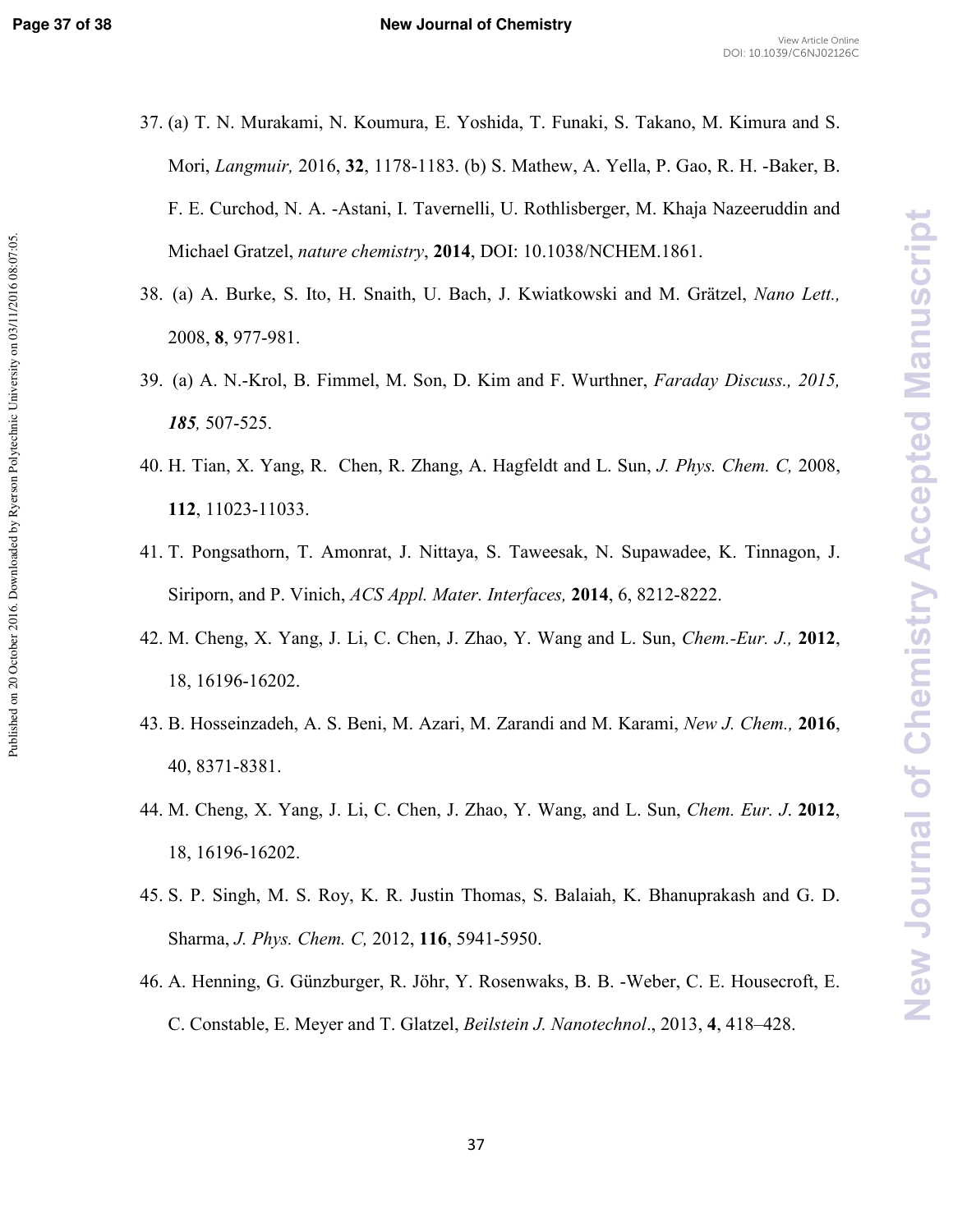37. (a) T. N. Murakami, N. Koumura, E. Yoshida, T. Funaki, S. Takano, M. Kimura and S. Mori, *Langmuir,* 2016, **32**, 1178-1183. (b) S. Mathew, A. Yella, P. Gao, R. H. -Baker, B. F. E. Curchod, N. A. -Astani, I. Tavernelli, U. Rothlisberger, M. Khaja Nazeeruddin and Michael Gratzel, *nature chemistry*, **2014**, DOI: 10.1038/NCHEM.1861.

38. (a) A. Burke, S. Ito, H. Snaith, U. Bach, J. Kwiatkowski and M. Grätzel, *Nano Lett.,* 2008, **8**, 977-981.

39. (a) A. N.-Krol, B. Fimmel, M. Son, D. Kim and F. Wurthner, *Faraday Discuss., 2015,* ***185****,* 507-525.

40. H. Tian, X. Yang, R. Chen, R. Zhang, A. Hagfeldt and L. Sun, *J. Phys. Chem. C,* 2008, **112**, 11023-11033.

41. T. Pongsathorn, T. Amonrat, J. Nittaya, S. Taweesak, N. Supawadee, K. Tinnagon, J. Siriporn, and P. Vinich, *ACS Appl. Mater. Interfaces,* **2014**, 6, 8212-8222.

42. M. Cheng, X. Yang, J. Li, C. Chen, J. Zhao, Y. Wang and L. Sun, *Chem.-Eur. J.,* **2012**, 18, 16196-16202.

43. B. Hosseinzadeh, A. S. Beni, M. Azari, M. Zarandi and M. Karami, *New J. Chem.,* **2016**, 40, 8371-8381.

44. M. Cheng, X. Yang, J. Li, C. Chen, J. Zhao, Y. Wang, and L. Sun, *Chem. Eur. J.* **2012**, 18, 16196-16202.

45. S. P. Singh, M. S. Roy, K. R. Justin Thomas, S. Balaiah, K. Bhanuprakash and G. D. Sharma, *J. Phys. Chem. C,* 2012, **116**, 5941-5950.

46. A. Henning, G. Günzburger, R. Jöhr, Y. Rosenwaks, B. B. -Weber, C. E. Housecroft, E. C. Constable, E. Meyer and T. Glatzel, *Beilstein J. Nanotechnol*., 2013, **4**, 418–428.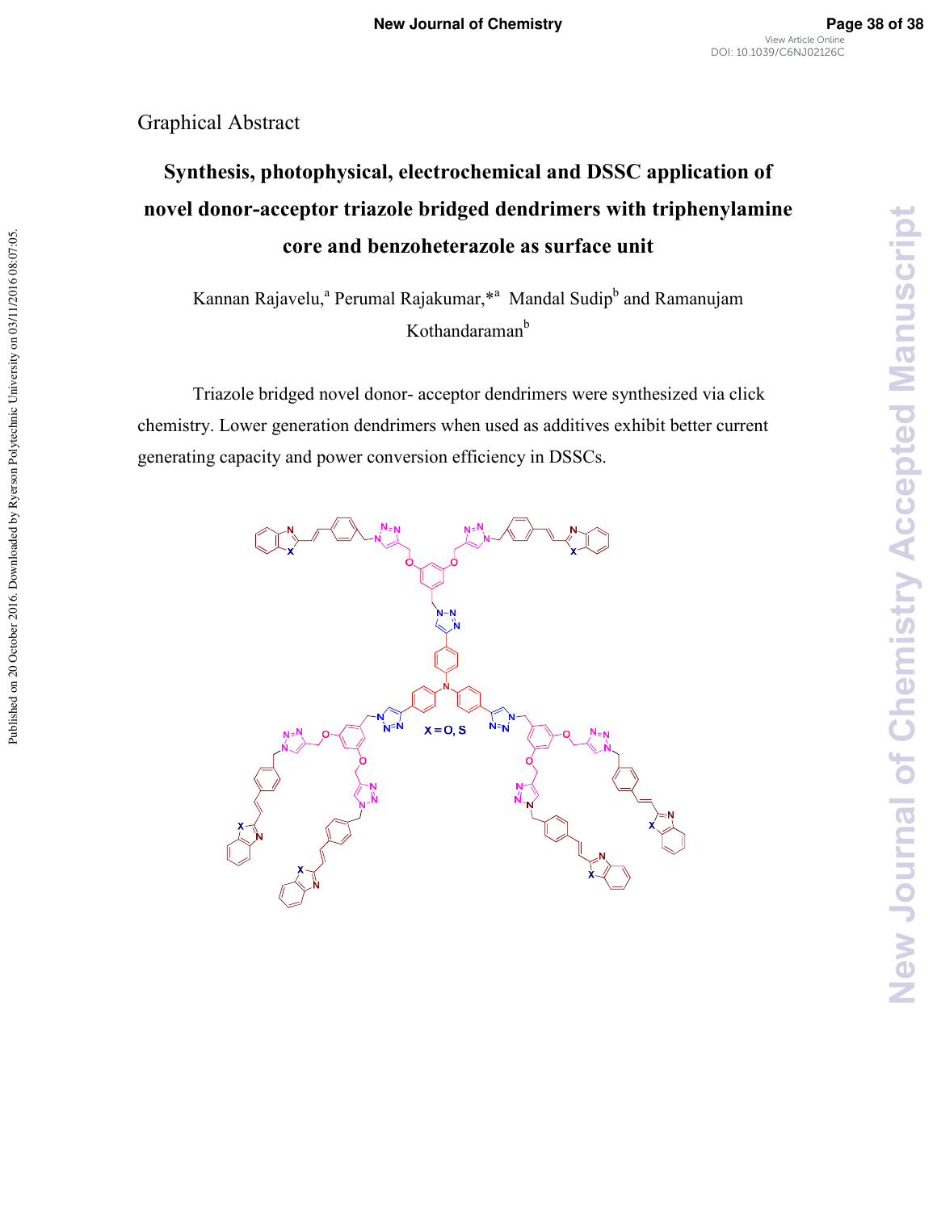Graphical Abstract

# Synthesis, photophysical, electrochemical and DSSC application of novel donor-acceptor triazole bridged dendrimers with triphenylamine core and benzoheterazole as surface unit

Kannan Rajavelu,[a] Perumal Rajakumar,*[a] Mandal Sudip[b] and Ramanujam Kothandaraman[b]

Triazole bridged novel donor- acceptor dendrimers were synthesized via click chemistry. Lower generation dendrimers when used as additives exhibit better current generating capacity and power conversion efficiency in DSSCs.

X = O, S